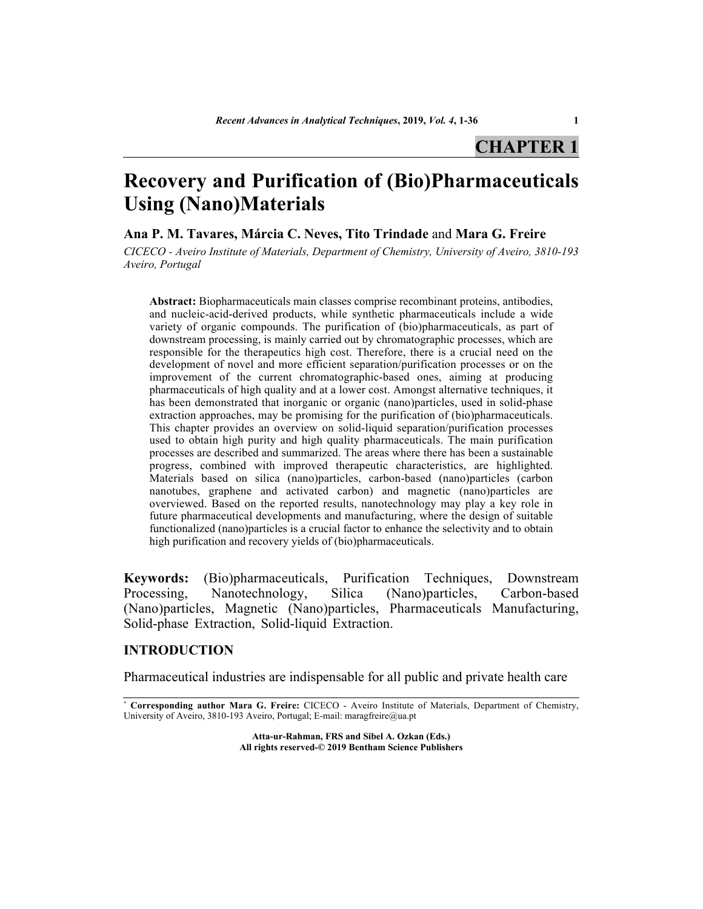# CHAPTER 1

# Recovery and Purification of (Bio)Pharmaceuticals Using (Nano)Materials

**Ana P. M. Tavares, Márcia C. Neves, Tito Trindade** and **Mara G. Freire**

*CICECO - Aveiro Institute of Materials, Department of Chemistry, University of Aveiro, 3810-193 Aveiro, Portugal*

**Abstract:** Biopharmaceuticals main classes comprise recombinant proteins, antibodies, and nucleic-acid-derived products, while synthetic pharmaceuticals include a wide variety of organic compounds. The purification of (bio)pharmaceuticals, as part of downstream processing, is mainly carried out by chromatographic processes, which are responsible for the therapeutics high cost. Therefore, there is a crucial need on the development of novel and more efficient separation/purification processes or on the improvement of the current chromatographic-based ones, aiming at producing pharmaceuticals of high quality and at a lower cost. Amongst alternative techniques, it has been demonstrated that inorganic or organic (nano)particles, used in solid-phase extraction approaches, may be promising for the purification of (bio)pharmaceuticals. This chapter provides an overview on solid-liquid separation/purification processes used to obtain high purity and high quality pharmaceuticals. The main purification processes are described and summarized. The areas where there has been a sustainable progress, combined with improved therapeutic characteristics, are highlighted. Materials based on silica (nano)particles, carbon-based (nano)particles (carbon nanotubes, graphene and activated carbon) and magnetic (nano)particles are overviewed. Based on the reported results, nanotechnology may play a key role in future pharmaceutical developments and manufacturing, where the design of suitable functionalized (nano)particles is a crucial factor to enhance the selectivity and to obtain high purification and recovery yields of (bio)pharmaceuticals.

**Keywords:** (Bio)pharmaceuticals, Purification Techniques, Downstream Processing, Nanotechnology, Silica (Nano)particles, Carbon-based (Nano)particles, Magnetic (Nano)particles, Pharmaceuticals Manufacturing, Solid-phase Extraction, Solid-liquid Extraction.

## INTRODUCTION

Pharmaceutical industries are indispensable for all public and private health care

* **Corresponding author Mara G. Freire:** CICECO - Aveiro Institute of Materials, Department of Chemistry, University of Aveiro, 3810-193 Aveiro, Portugal; E-mail: maragfreire@ua.pt

**Atta-ur-Rahman, FRS and Sibel A. Ozkan (Eds.)**
**All rights reserved-© 2019 Bentham Science Publishers**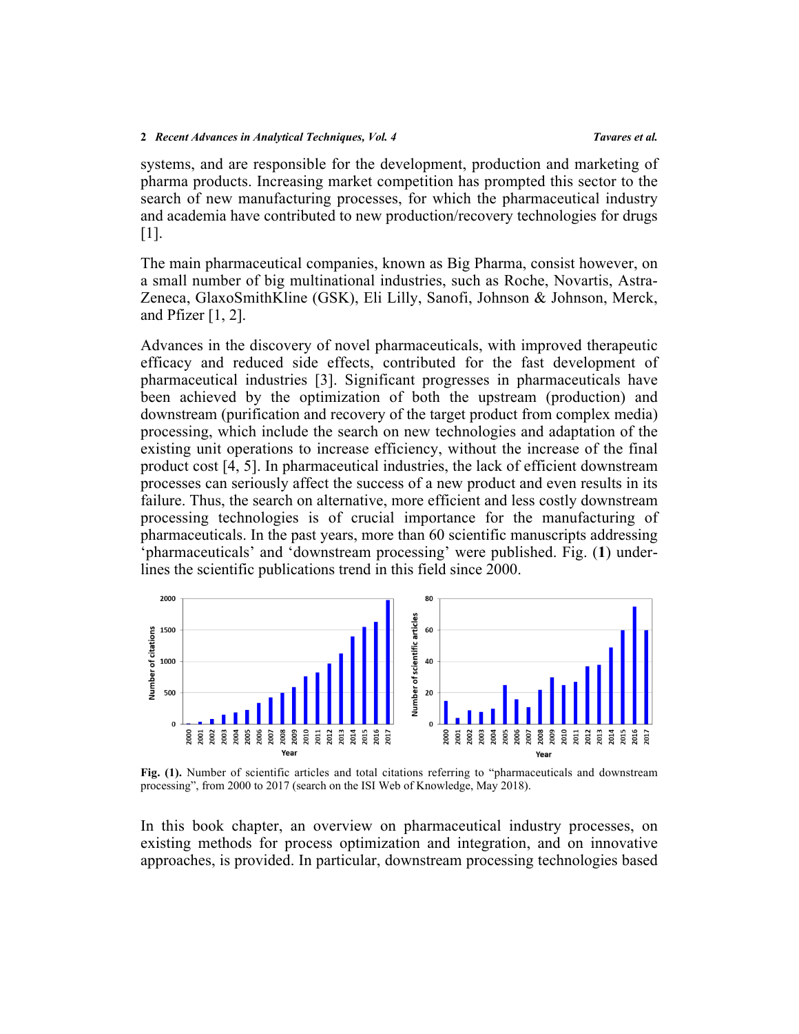systems, and are responsible for the development, production and marketing of pharma products. Increasing market competition has prompted this sector to the search of new manufacturing processes, for which the pharmaceutical industry and academia have contributed to new production/recovery technologies for drugs [1].

The main pharmaceutical companies, known as Big Pharma, consist however, on a small number of big multinational industries, such as Roche, Novartis, Astra-Zeneca, GlaxoSmithKline (GSK), Eli Lilly, Sanofi, Johnson & Johnson, Merck, and Pfizer [1, 2].

Advances in the discovery of novel pharmaceuticals, with improved therapeutic efficacy and reduced side effects, contributed for the fast development of pharmaceutical industries [3]. Significant progresses in pharmaceuticals have been achieved by the optimization of both the upstream (production) and downstream (purification and recovery of the target product from complex media) processing, which include the search on new technologies and adaptation of the existing unit operations to increase efficiency, without the increase of the final product cost [4, 5]. In pharmaceutical industries, the lack of efficient downstream processes can seriously affect the success of a new product and even results in its failure. Thus, the search on alternative, more efficient and less costly downstream processing technologies is of crucial importance for the manufacturing of pharmaceuticals. In the past years, more than 60 scientific manuscripts addressing 'pharmaceuticals' and 'downstream processing' were published. Fig. (**1**) underlines the scientific publications trend in this field since 2000.

**Fig. (1).** Number of scientific articles and total citations referring to "pharmaceuticals and downstream processing", from 2000 to 2017 (search on the ISI Web of Knowledge, May 2018).

In this book chapter, an overview on pharmaceutical industry processes, on existing methods for process optimization and integration, and on innovative approaches, is provided. In particular, downstream processing technologies based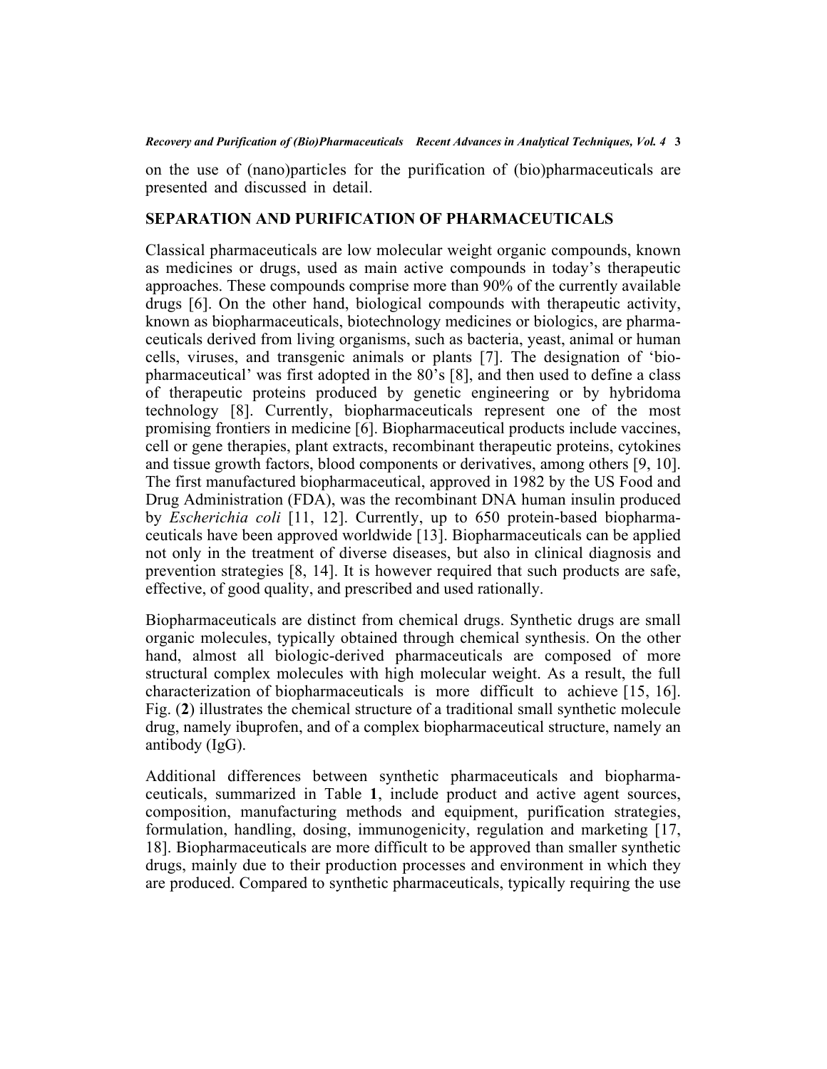on the use of (nano)particles for the purification of (bio)pharmaceuticals are presented and discussed in detail.

## SEPARATION AND PURIFICATION OF PHARMACEUTICALS

Classical pharmaceuticals are low molecular weight organic compounds, known as medicines or drugs, used as main active compounds in today's therapeutic approaches. These compounds comprise more than 90% of the currently available drugs [6]. On the other hand, biological compounds with therapeutic activity, known as biopharmaceuticals, biotechnology medicines or biologics, are pharmaceuticals derived from living organisms, such as bacteria, yeast, animal or human cells, viruses, and transgenic animals or plants [7]. The designation of 'biopharmaceutical' was first adopted in the 80's [8], and then used to define a class of therapeutic proteins produced by genetic engineering or by hybridoma technology [8]. Currently, biopharmaceuticals represent one of the most promising frontiers in medicine [6]. Biopharmaceutical products include vaccines, cell or gene therapies, plant extracts, recombinant therapeutic proteins, cytokines and tissue growth factors, blood components or derivatives, among others [9, 10]. The first manufactured biopharmaceutical, approved in 1982 by the US Food and Drug Administration (FDA), was the recombinant DNA human insulin produced by *Escherichia coli* [11, 12]. Currently, up to 650 protein-based biopharmaceuticals have been approved worldwide [13]. Biopharmaceuticals can be applied not only in the treatment of diverse diseases, but also in clinical diagnosis and prevention strategies [8, 14]. It is however required that such products are safe, effective, of good quality, and prescribed and used rationally.

Biopharmaceuticals are distinct from chemical drugs. Synthetic drugs are small organic molecules, typically obtained through chemical synthesis. On the other hand, almost all biologic-derived pharmaceuticals are composed of more structural complex molecules with high molecular weight. As a result, the full characterization of biopharmaceuticals is more difficult to achieve [15, 16]. Fig. (**2**) illustrates the chemical structure of a traditional small synthetic molecule drug, namely ibuprofen, and of a complex biopharmaceutical structure, namely an antibody (IgG).

Additional differences between synthetic pharmaceuticals and biopharmaceuticals, summarized in Table **1**, include product and active agent sources, composition, manufacturing methods and equipment, purification strategies, formulation, handling, dosing, immunogenicity, regulation and marketing [17, 18]. Biopharmaceuticals are more difficult to be approved than smaller synthetic drugs, mainly due to their production processes and environment in which they are produced. Compared to synthetic pharmaceuticals, typically requiring the use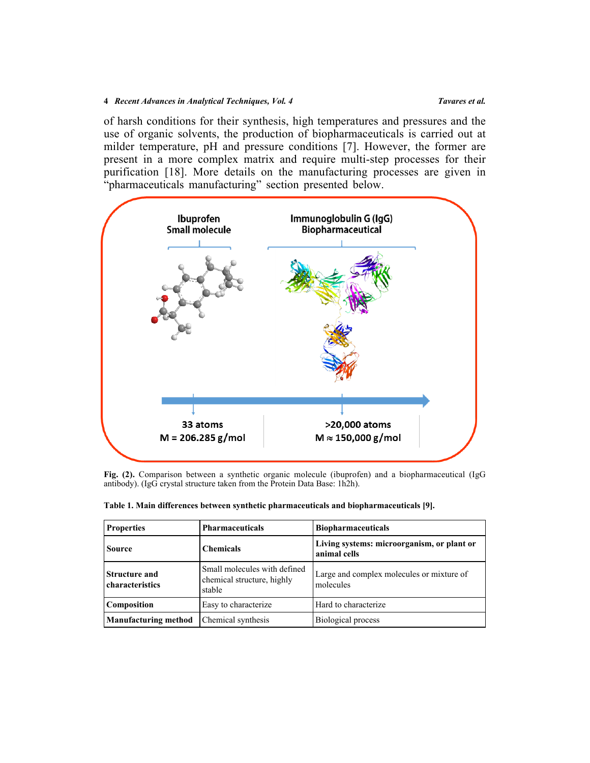of harsh conditions for their synthesis, high temperatures and pressures and the use of organic solvents, the production of biopharmaceuticals is carried out at milder temperature, pH and pressure conditions [7]. However, the former are present in a more complex matrix and require multi-step processes for their purification [18]. More details on the manufacturing processes are given in "pharmaceuticals manufacturing" section presented below.

**Fig. (2).** Comparison between a synthetic organic molecule (ibuprofen) and a biopharmaceutical (IgG antibody). (IgG crystal structure taken from the Protein Data Base: 1h2h).

**Table 1. Main differences between synthetic pharmaceuticals and biopharmaceuticals [9].**

| **Properties** | **Pharmaceuticals** | **Biopharmaceuticals** |
|---|---|---|
| **Source** | **Chemicals** | **Living systems: microorganism, or plant or animal cells** |
| **Structure and characteristics** | Small molecules with defined chemical structure, highly stable | Large and complex molecules or mixture of molecules |
| **Composition** | Easy to characterize | Hard to characterize |
| **Manufacturing method** | Chemical synthesis | Biological process |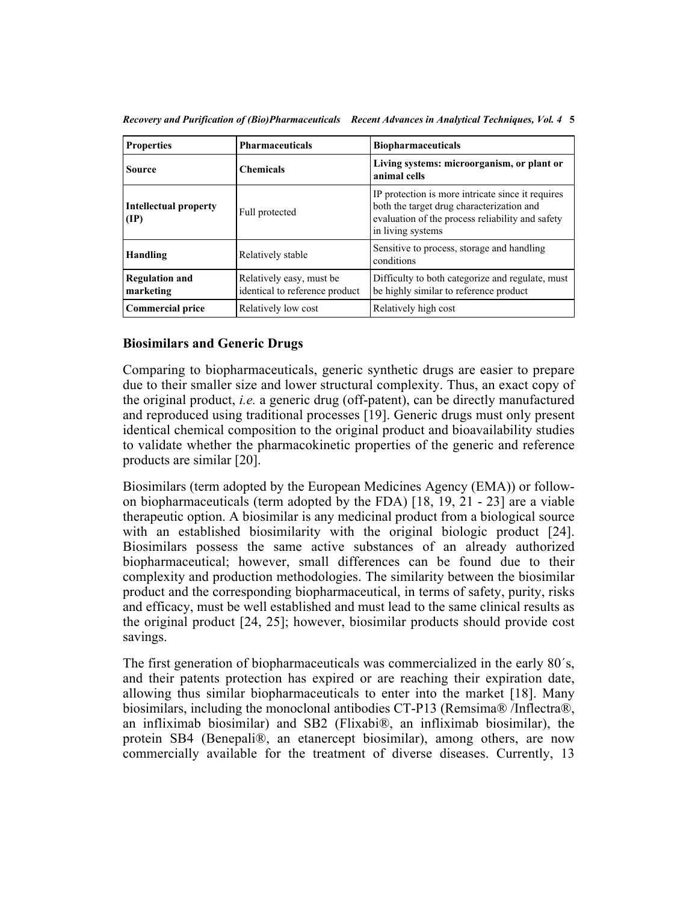| **Properties** | **Pharmaceuticals** | **Biopharmaceuticals** |
|---|---|---|
| **Source** | **Chemicals** | **Living systems: microorganism, or plant or animal cells** |
| **Intellectual property (IP)** | Full protected | IP protection is more intricate since it requires both the target drug characterization and evaluation of the process reliability and safety in living systems |
| **Handling** | Relatively stable | Sensitive to process, storage and handling conditions |
| **Regulation and marketing** | Relatively easy, must be identical to reference product | Difficulty to both categorize and regulate, must be highly similar to reference product |
| **Commercial price** | Relatively low cost | Relatively high cost |

## Biosimilars and Generic Drugs

Comparing to biopharmaceuticals, generic synthetic drugs are easier to prepare due to their smaller size and lower structural complexity. Thus, an exact copy of the original product, *i.e.* a generic drug (off-patent), can be directly manufactured and reproduced using traditional processes [19]. Generic drugs must only present identical chemical composition to the original product and bioavailability studies to validate whether the pharmacokinetic properties of the generic and reference products are similar [20].

Biosimilars (term adopted by the European Medicines Agency (EMA)) or follow-on biopharmaceuticals (term adopted by the FDA) [18, 19, 21 - 23] are a viable therapeutic option. A biosimilar is any medicinal product from a biological source with an established biosimilarity with the original biologic product [24]. Biosimilars possess the same active substances of an already authorized biopharmaceutical; however, small differences can be found due to their complexity and production methodologies. The similarity between the biosimilar product and the corresponding biopharmaceutical, in terms of safety, purity, risks and efficacy, must be well established and must lead to the same clinical results as the original product [24, 25]; however, biosimilar products should provide cost savings.

The first generation of biopharmaceuticals was commercialized in the early 80´s, and their patents protection has expired or are reaching their expiration date, allowing thus similar biopharmaceuticals to enter into the market [18]. Many biosimilars, including the monoclonal antibodies CT-P13 (Remsima® /Inflectra®, an infliximab biosimilar) and SB2 (Flixabi®, an infliximab biosimilar), the protein SB4 (Benepali®, an etanercept biosimilar), among others, are now commercially available for the treatment of diverse diseases. Currently, 13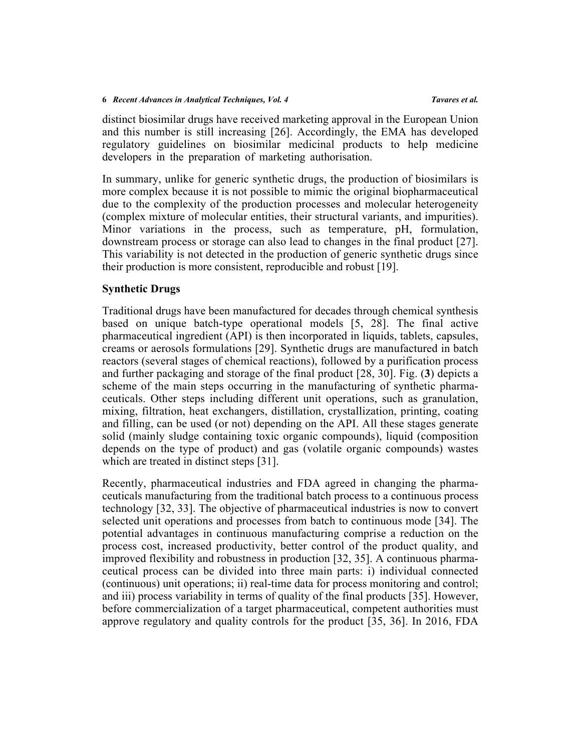distinct biosimilar drugs have received marketing approval in the European Union and this number is still increasing [26]. Accordingly, the EMA has developed regulatory guidelines on biosimilar medicinal products to help medicine developers in the preparation of marketing authorisation.

In summary, unlike for generic synthetic drugs, the production of biosimilars is more complex because it is not possible to mimic the original biopharmaceutical due to the complexity of the production processes and molecular heterogeneity (complex mixture of molecular entities, their structural variants, and impurities). Minor variations in the process, such as temperature, pH, formulation, downstream process or storage can also lead to changes in the final product [27]. This variability is not detected in the production of generic synthetic drugs since their production is more consistent, reproducible and robust [19].

## Synthetic Drugs

Traditional drugs have been manufactured for decades through chemical synthesis based on unique batch-type operational models [5, 28]. The final active pharmaceutical ingredient (API) is then incorporated in liquids, tablets, capsules, creams or aerosols formulations [29]. Synthetic drugs are manufactured in batch reactors (several stages of chemical reactions), followed by a purification process and further packaging and storage of the final product [28, 30]. Fig. (**3**) depicts a scheme of the main steps occurring in the manufacturing of synthetic pharmaceuticals. Other steps including different unit operations, such as granulation, mixing, filtration, heat exchangers, distillation, crystallization, printing, coating and filling, can be used (or not) depending on the API. All these stages generate solid (mainly sludge containing toxic organic compounds), liquid (composition depends on the type of product) and gas (volatile organic compounds) wastes which are treated in distinct steps [31].

Recently, pharmaceutical industries and FDA agreed in changing the pharmaceuticals manufacturing from the traditional batch process to a continuous process technology [32, 33]. The objective of pharmaceutical industries is now to convert selected unit operations and processes from batch to continuous mode [34]. The potential advantages in continuous manufacturing comprise a reduction on the process cost, increased productivity, better control of the product quality, and improved flexibility and robustness in production [32, 35]. A continuous pharmaceutical process can be divided into three main parts: i) individual connected (continuous) unit operations; ii) real-time data for process monitoring and control; and iii) process variability in terms of quality of the final products [35]. However, before commercialization of a target pharmaceutical, competent authorities must approve regulatory and quality controls for the product [35, 36]. In 2016, FDA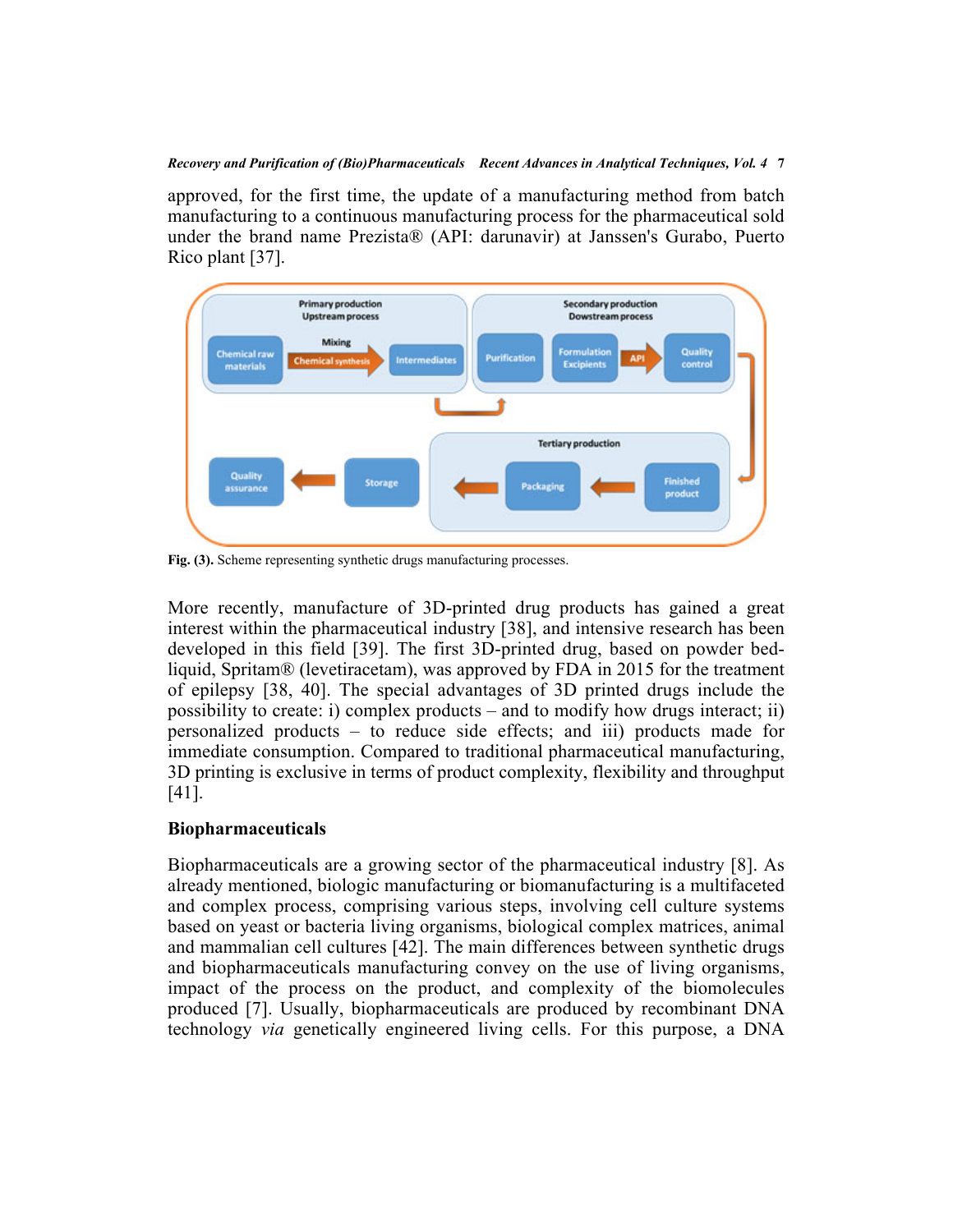approved, for the first time, the update of a manufacturing method from batch manufacturing to a continuous manufacturing process for the pharmaceutical sold under the brand name Prezista® (API: darunavir) at Janssen's Gurabo, Puerto Rico plant [37].

**Fig. (3).** Scheme representing synthetic drugs manufacturing processes.

More recently, manufacture of 3D-printed drug products has gained a great interest within the pharmaceutical industry [38], and intensive research has been developed in this field [39]. The first 3D-printed drug, based on powder bed-liquid, Spritam® (levetiracetam), was approved by FDA in 2015 for the treatment of epilepsy [38, 40]. The special advantages of 3D printed drugs include the possibility to create: i) complex products – and to modify how drugs interact; ii) personalized products – to reduce side effects; and iii) products made for immediate consumption. Compared to traditional pharmaceutical manufacturing, 3D printing is exclusive in terms of product complexity, flexibility and throughput [41].

## Biopharmaceuticals

Biopharmaceuticals are a growing sector of the pharmaceutical industry [8]. As already mentioned, biologic manufacturing or biomanufacturing is a multifaceted and complex process, comprising various steps, involving cell culture systems based on yeast or bacteria living organisms, biological complex matrices, animal and mammalian cell cultures [42]. The main differences between synthetic drugs and biopharmaceuticals manufacturing convey on the use of living organisms, impact of the process on the product, and complexity of the biomolecules produced [7]. Usually, biopharmaceuticals are produced by recombinant DNA technology *via* genetically engineered living cells. For this purpose, a DNA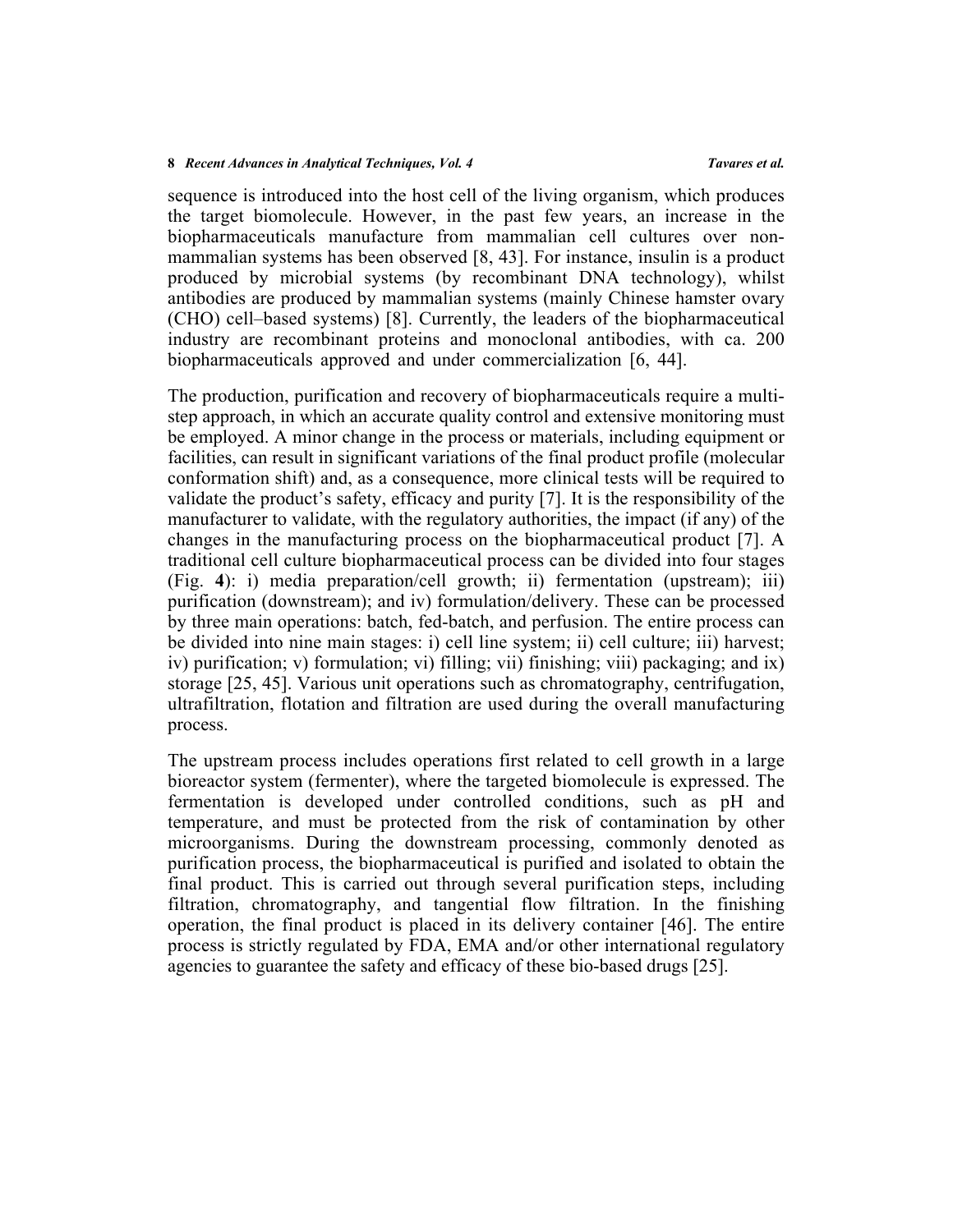sequence is introduced into the host cell of the living organism, which produces the target biomolecule. However, in the past few years, an increase in the biopharmaceuticals manufacture from mammalian cell cultures over non-mammalian systems has been observed [8, 43]. For instance, insulin is a product produced by microbial systems (by recombinant DNA technology), whilst antibodies are produced by mammalian systems (mainly Chinese hamster ovary (CHO) cell–based systems) [8]. Currently, the leaders of the biopharmaceutical industry are recombinant proteins and monoclonal antibodies, with ca. 200 biopharmaceuticals approved and under commercialization [6, 44].

The production, purification and recovery of biopharmaceuticals require a multi-step approach, in which an accurate quality control and extensive monitoring must be employed. A minor change in the process or materials, including equipment or facilities, can result in significant variations of the final product profile (molecular conformation shift) and, as a consequence, more clinical tests will be required to validate the product's safety, efficacy and purity [7]. It is the responsibility of the manufacturer to validate, with the regulatory authorities, the impact (if any) of the changes in the manufacturing process on the biopharmaceutical product [7]. A traditional cell culture biopharmaceutical process can be divided into four stages (Fig. **4**): i) media preparation/cell growth; ii) fermentation (upstream); iii) purification (downstream); and iv) formulation/delivery. These can be processed by three main operations: batch, fed-batch, and perfusion. The entire process can be divided into nine main stages: i) cell line system; ii) cell culture; iii) harvest; iv) purification; v) formulation; vi) filling; vii) finishing; viii) packaging; and ix) storage [25, 45]. Various unit operations such as chromatography, centrifugation, ultrafiltration, flotation and filtration are used during the overall manufacturing process.

The upstream process includes operations first related to cell growth in a large bioreactor system (fermenter), where the targeted biomolecule is expressed. The fermentation is developed under controlled conditions, such as pH and temperature, and must be protected from the risk of contamination by other microorganisms. During the downstream processing, commonly denoted as purification process, the biopharmaceutical is purified and isolated to obtain the final product. This is carried out through several purification steps, including filtration, chromatography, and tangential flow filtration. In the finishing operation, the final product is placed in its delivery container [46]. The entire process is strictly regulated by FDA, EMA and/or other international regulatory agencies to guarantee the safety and efficacy of these bio-based drugs [25].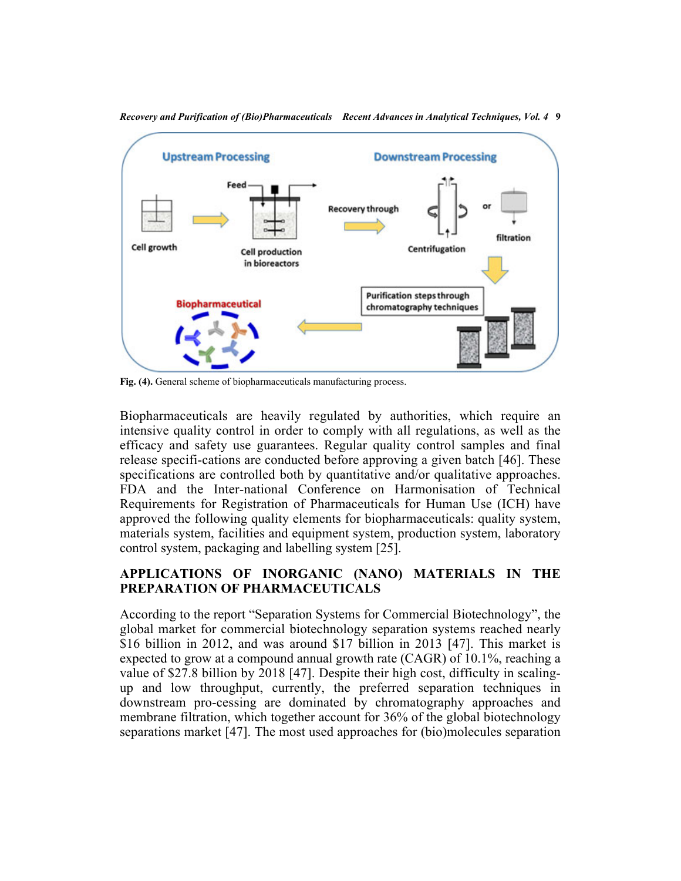Fig. (4). General scheme of biopharmaceuticals manufacturing process.

Biopharmaceuticals are heavily regulated by authorities, which require an intensive quality control in order to comply with all regulations, as well as the efficacy and safety use guarantees. Regular quality control samples and final release specifi-cations are conducted before approving a given batch [46]. These specifications are controlled both by quantitative and/or qualitative approaches. FDA and the Inter-national Conference on Harmonisation of Technical Requirements for Registration of Pharmaceuticals for Human Use (ICH) have approved the following quality elements for biopharmaceuticals: quality system, materials system, facilities and equipment system, production system, laboratory control system, packaging and labelling system [25].

## APPLICATIONS OF INORGANIC (NANO) MATERIALS IN THE PREPARATION OF PHARMACEUTICALS

According to the report "Separation Systems for Commercial Biotechnology", the global market for commercial biotechnology separation systems reached nearly $16 billion in 2012, and was around $17 billion in 2013 [47]. This market is expected to grow at a compound annual growth rate (CAGR) of 10.1%, reaching a value of $27.8 billion by 2018 [47]. Despite their high cost, difficulty in scaling-up and low throughput, currently, the preferred separation techniques in downstream pro-cessing are dominated by chromatography approaches and membrane filtration, which together account for 36% of the global biotechnology separations market [47]. The most used approaches for (bio)molecules separation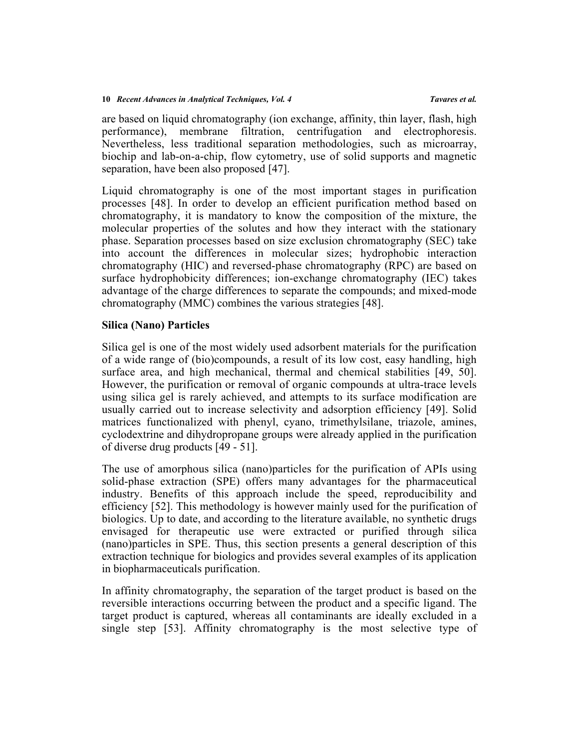are based on liquid chromatography (ion exchange, affinity, thin layer, flash, high performance), membrane filtration, centrifugation and electrophoresis. Nevertheless, less traditional separation methodologies, such as microarray, biochip and lab-on-a-chip, flow cytometry, use of solid supports and magnetic separation, have been also proposed [47].

Liquid chromatography is one of the most important stages in purification processes [48]. In order to develop an efficient purification method based on chromatography, it is mandatory to know the composition of the mixture, the molecular properties of the solutes and how they interact with the stationary phase. Separation processes based on size exclusion chromatography (SEC) take into account the differences in molecular sizes; hydrophobic interaction chromatography (HIC) and reversed-phase chromatography (RPC) are based on surface hydrophobicity differences; ion-exchange chromatography (IEC) takes advantage of the charge differences to separate the compounds; and mixed-mode chromatography (MMC) combines the various strategies [48].

## Silica (Nano) Particles

Silica gel is one of the most widely used adsorbent materials for the purification of a wide range of (bio)compounds, a result of its low cost, easy handling, high surface area, and high mechanical, thermal and chemical stabilities [49, 50]. However, the purification or removal of organic compounds at ultra-trace levels using silica gel is rarely achieved, and attempts to its surface modification are usually carried out to increase selectivity and adsorption efficiency [49]. Solid matrices functionalized with phenyl, cyano, trimethylsilane, triazole, amines, cyclodextrine and dihydropropane groups were already applied in the purification of diverse drug products [49 - 51].

The use of amorphous silica (nano)particles for the purification of APIs using solid-phase extraction (SPE) offers many advantages for the pharmaceutical industry. Benefits of this approach include the speed, reproducibility and efficiency [52]. This methodology is however mainly used for the purification of biologics. Up to date, and according to the literature available, no synthetic drugs envisaged for therapeutic use were extracted or purified through silica (nano)particles in SPE. Thus, this section presents a general description of this extraction technique for biologics and provides several examples of its application in biopharmaceuticals purification.

In affinity chromatography, the separation of the target product is based on the reversible interactions occurring between the product and a specific ligand. The target product is captured, whereas all contaminants are ideally excluded in a single step [53]. Affinity chromatography is the most selective type of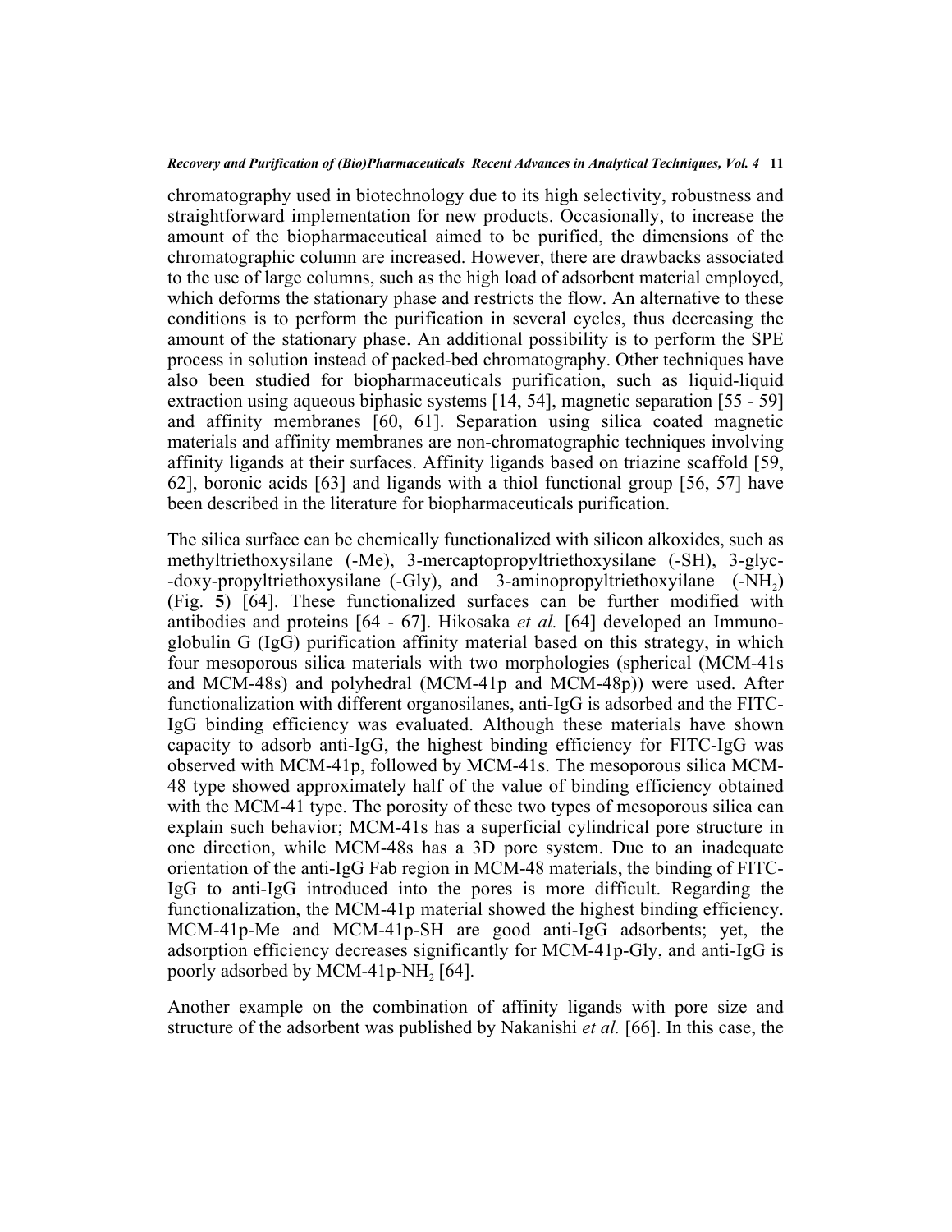chromatography used in biotechnology due to its high selectivity, robustness and straightforward implementation for new products. Occasionally, to increase the amount of the biopharmaceutical aimed to be purified, the dimensions of the chromatographic column are increased. However, there are drawbacks associated to the use of large columns, such as the high load of adsorbent material employed, which deforms the stationary phase and restricts the flow. An alternative to these conditions is to perform the purification in several cycles, thus decreasing the amount of the stationary phase. An additional possibility is to perform the SPE process in solution instead of packed-bed chromatography. Other techniques have also been studied for biopharmaceuticals purification, such as liquid-liquid extraction using aqueous biphasic systems [14, 54], magnetic separation [55 - 59] and affinity membranes [60, 61]. Separation using silica coated magnetic materials and affinity membranes are non-chromatographic techniques involving affinity ligands at their surfaces. Affinity ligands based on triazine scaffold [59, 62], boronic acids [63] and ligands with a thiol functional group [56, 57] have been described in the literature for biopharmaceuticals purification.

The silica surface can be chemically functionalized with silicon alkoxides, such as methyltriethoxysilane (-Me), 3-mercaptopropyltriethoxysilane (-SH), 3-glyc--doxy-propyltriethoxysilane (-Gly), and 3-aminopropyltriethoxyilane ($-NH_2$) (Fig. **5**) [64]. These functionalized surfaces can be further modified with antibodies and proteins [64 - 67]. Hikosaka *et al.* [64] developed an Immunoglobulin G (IgG) purification affinity material based on this strategy, in which four mesoporous silica materials with two morphologies (spherical (MCM-41s and MCM-48s) and polyhedral (MCM-41p and MCM-48p)) were used. After functionalization with different organosilanes, anti-IgG is adsorbed and the FITC-IgG binding efficiency was evaluated. Although these materials have shown capacity to adsorb anti-IgG, the highest binding efficiency for FITC-IgG was observed with MCM-41p, followed by MCM-41s. The mesoporous silica MCM-48 type showed approximately half of the value of binding efficiency obtained with the MCM-41 type. The porosity of these two types of mesoporous silica can explain such behavior; MCM-41s has a superficial cylindrical pore structure in one direction, while MCM-48s has a 3D pore system. Due to an inadequate orientation of the anti-IgG Fab region in MCM-48 materials, the binding of FITC-IgG to anti-IgG introduced into the pores is more difficult. Regarding the functionalization, the MCM-41p material showed the highest binding efficiency. MCM-41p-Me and MCM-41p-SH are good anti-IgG adsorbents; yet, the adsorption efficiency decreases significantly for MCM-41p-Gly, and anti-IgG is poorly adsorbed by MCM-41p-$NH_2$ [64].

Another example on the combination of affinity ligands with pore size and structure of the adsorbent was published by Nakanishi *et al.* [66]. In this case, the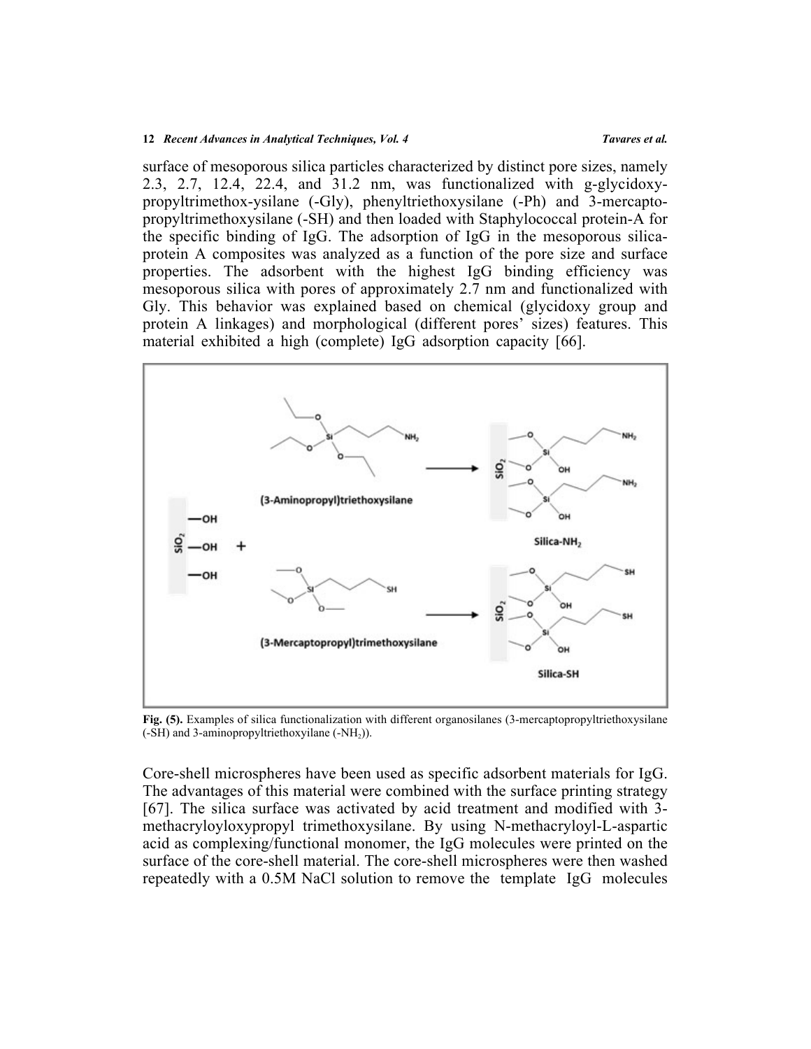surface of mesoporous silica particles characterized by distinct pore sizes, namely 2.3, 2.7, 12.4, 22.4, and 31.2 nm, was functionalized with g-glycidoxy-propyltrimethox-ysilane (-Gly), phenyltriethoxysilane (-Ph) and 3-mercapto-propyltrimethoxysilane (-SH) and then loaded with Staphylococcal protein-A for the specific binding of IgG. The adsorption of IgG in the mesoporous silica-protein A composites was analyzed as a function of the pore size and surface properties. The adsorbent with the highest IgG binding efficiency was mesoporous silica with pores of approximately 2.7 nm and functionalized with Gly. This behavior was explained based on chemical (glycidoxy group and protein A linkages) and morphological (different pores' sizes) features. This material exhibited a high (complete) IgG adsorption capacity [66].

**Fig. (5).** Examples of silica functionalization with different organosilanes (3-mercaptopropyltriethoxysilane (-SH) and 3-aminopropyltriethoxyilane ($-NH_2$)).

Core-shell microspheres have been used as specific adsorbent materials for IgG. The advantages of this material were combined with the surface printing strategy [67]. The silica surface was activated by acid treatment and modified with 3-methacryloyloxypropyl trimethoxysilane. By using N-methacryloyl-L-aspartic acid as complexing/functional monomer, the IgG molecules were printed on the surface of the core-shell material. The core-shell microspheres were then washed repeatedly with a 0.5M NaCl solution to remove the template IgG molecules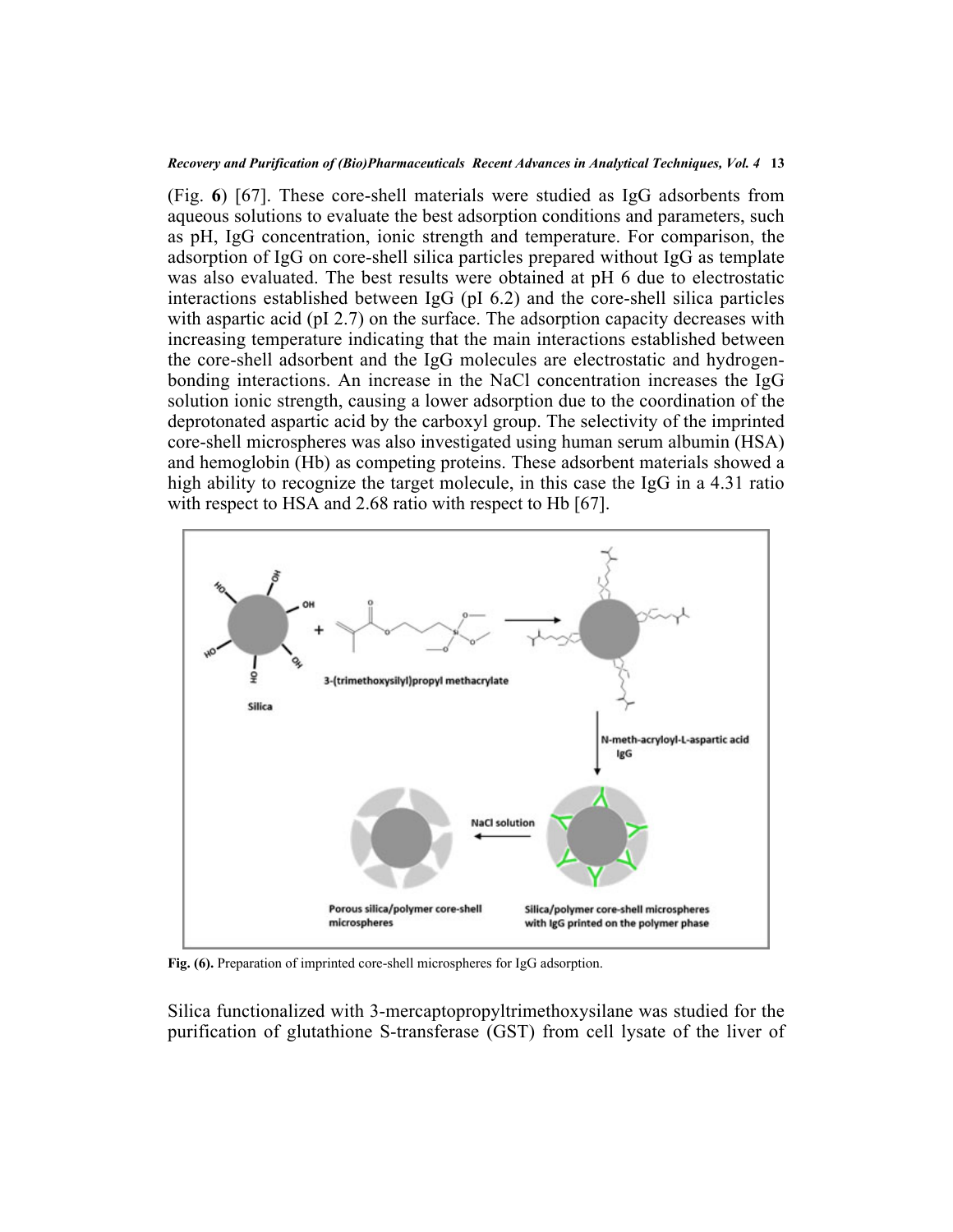(Fig. **6**) [67]. These core-shell materials were studied as IgG adsorbents from aqueous solutions to evaluate the best adsorption conditions and parameters, such as pH, IgG concentration, ionic strength and temperature. For comparison, the adsorption of IgG on core-shell silica particles prepared without IgG as template was also evaluated. The best results were obtained at pH 6 due to electrostatic interactions established between IgG (pI 6.2) and the core-shell silica particles with aspartic acid (pI 2.7) on the surface. The adsorption capacity decreases with increasing temperature indicating that the main interactions established between the core-shell adsorbent and the IgG molecules are electrostatic and hydrogen-bonding interactions. An increase in the NaCl concentration increases the IgG solution ionic strength, causing a lower adsorption due to the coordination of the deprotonated aspartic acid by the carboxyl group. The selectivity of the imprinted core-shell microspheres was also investigated using human serum albumin (HSA) and hemoglobin (Hb) as competing proteins. These adsorbent materials showed a high ability to recognize the target molecule, in this case the IgG in a 4.31 ratio with respect to HSA and 2.68 ratio with respect to Hb [67].

**Fig. (6).** Preparation of imprinted core-shell microspheres for IgG adsorption.

Silica functionalized with 3-mercaptopropyltrimethoxysilane was studied for the purification of glutathione S-transferase (GST) from cell lysate of the liver of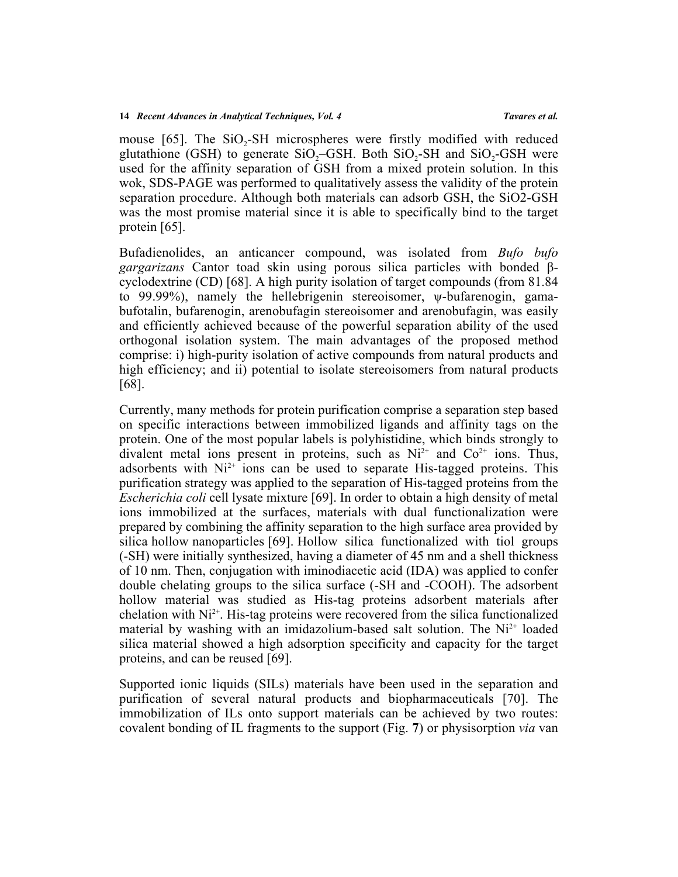mouse [65]. The $SiO_2$-SH microspheres were firstly modified with reduced glutathione (GSH) to generate $SiO_2$–GSH. Both $SiO_2$-SH and $SiO_2$-GSH were used for the affinity separation of GSH from a mixed protein solution. In this wok, SDS-PAGE was performed to qualitatively assess the validity of the protein separation procedure. Although both materials can adsorb GSH, the SiO2-GSH was the most promise material since it is able to specifically bind to the target protein [65].

Bufadienolides, an anticancer compound, was isolated from *Bufo bufo gargarizans* Cantor toad skin using porous silica particles with bonded β-cyclodextrine (CD) [68]. A high purity isolation of target compounds (from 81.84 to 99.99%), namely the hellebrigenin stereoisomer, ψ-bufarenogin, gama-bufotalin, bufarenogin, arenobufagin stereoisomer and arenobufagin, was easily and efficiently achieved because of the powerful separation ability of the used orthogonal isolation system. The main advantages of the proposed method comprise: i) high-purity isolation of active compounds from natural products and high efficiency; and ii) potential to isolate stereoisomers from natural products [68].

Currently, many methods for protein purification comprise a separation step based on specific interactions between immobilized ligands and affinity tags on the protein. One of the most popular labels is polyhistidine, which binds strongly to divalent metal ions present in proteins, such as $Ni^{2+}$ and $Co^{2+}$ ions. Thus, adsorbents with $Ni^{2+}$ ions can be used to separate His-tagged proteins. This purification strategy was applied to the separation of His-tagged proteins from the *Escherichia coli* cell lysate mixture [69]. In order to obtain a high density of metal ions immobilized at the surfaces, materials with dual functionalization were prepared by combining the affinity separation to the high surface area provided by silica hollow nanoparticles [69]. Hollow silica functionalized with tiol groups (-SH) were initially synthesized, having a diameter of 45 nm and a shell thickness of 10 nm. Then, conjugation with iminodiacetic acid (IDA) was applied to confer double chelating groups to the silica surface (-SH and -COOH). The adsorbent hollow material was studied as His-tag proteins adsorbent materials after chelation with $Ni^{2+}$. His-tag proteins were recovered from the silica functionalized material by washing with an imidazolium-based salt solution. The $Ni^{2+}$ loaded silica material showed a high adsorption specificity and capacity for the target proteins, and can be reused [69].

Supported ionic liquids (SILs) materials have been used in the separation and purification of several natural products and biopharmaceuticals [70]. The immobilization of ILs onto support materials can be achieved by two routes: covalent bonding of IL fragments to the support (Fig. **7**) or physisorption *via* van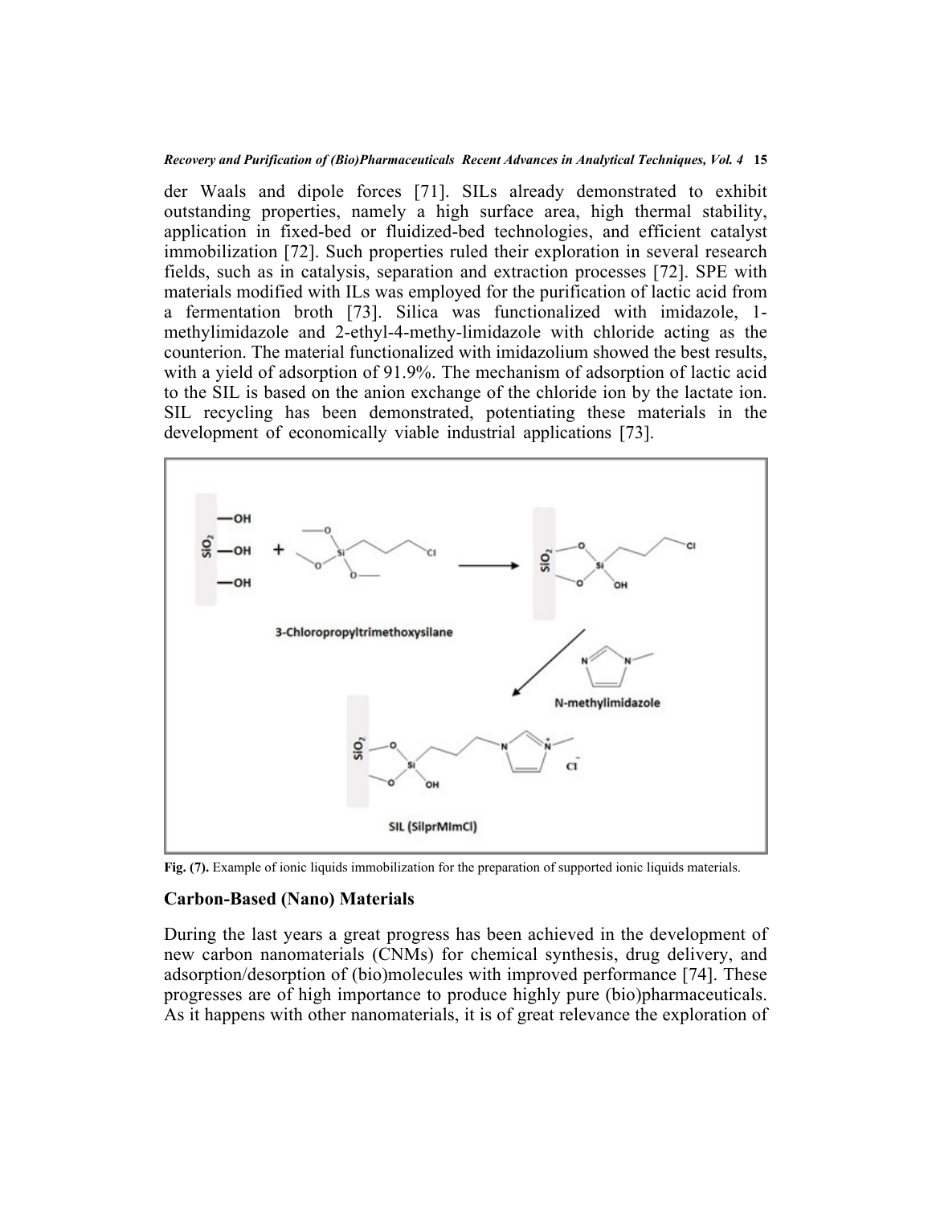der Waals and dipole forces [71]. SILs already demonstrated to exhibit outstanding properties, namely a high surface area, high thermal stability, application in fixed-bed or fluidized-bed technologies, and efficient catalyst immobilization [72]. Such properties ruled their exploration in several research fields, such as in catalysis, separation and extraction processes [72]. SPE with materials modified with ILs was employed for the purification of lactic acid from a fermentation broth [73]. Silica was functionalized with imidazole, 1-methylimidazole and 2-ethyl-4-methy-limidazole with chloride acting as the counterion. The material functionalized with imidazolium showed the best results, with a yield of adsorption of 91.9%. The mechanism of adsorption of lactic acid to the SIL is based on the anion exchange of the chloride ion by the lactate ion. SIL recycling has been demonstrated, potentiating these materials in the development of economically viable industrial applications [73].

**Fig. (7).** Example of ionic liquids immobilization for the preparation of supported ionic liquids materials.

## Carbon-Based (Nano) Materials

During the last years a great progress has been achieved in the development of new carbon nanomaterials (CNMs) for chemical synthesis, drug delivery, and adsorption/desorption of (bio)molecules with improved performance [74]. These progresses are of high importance to produce highly pure (bio)pharmaceuticals. As it happens with other nanomaterials, it is of great relevance the exploration of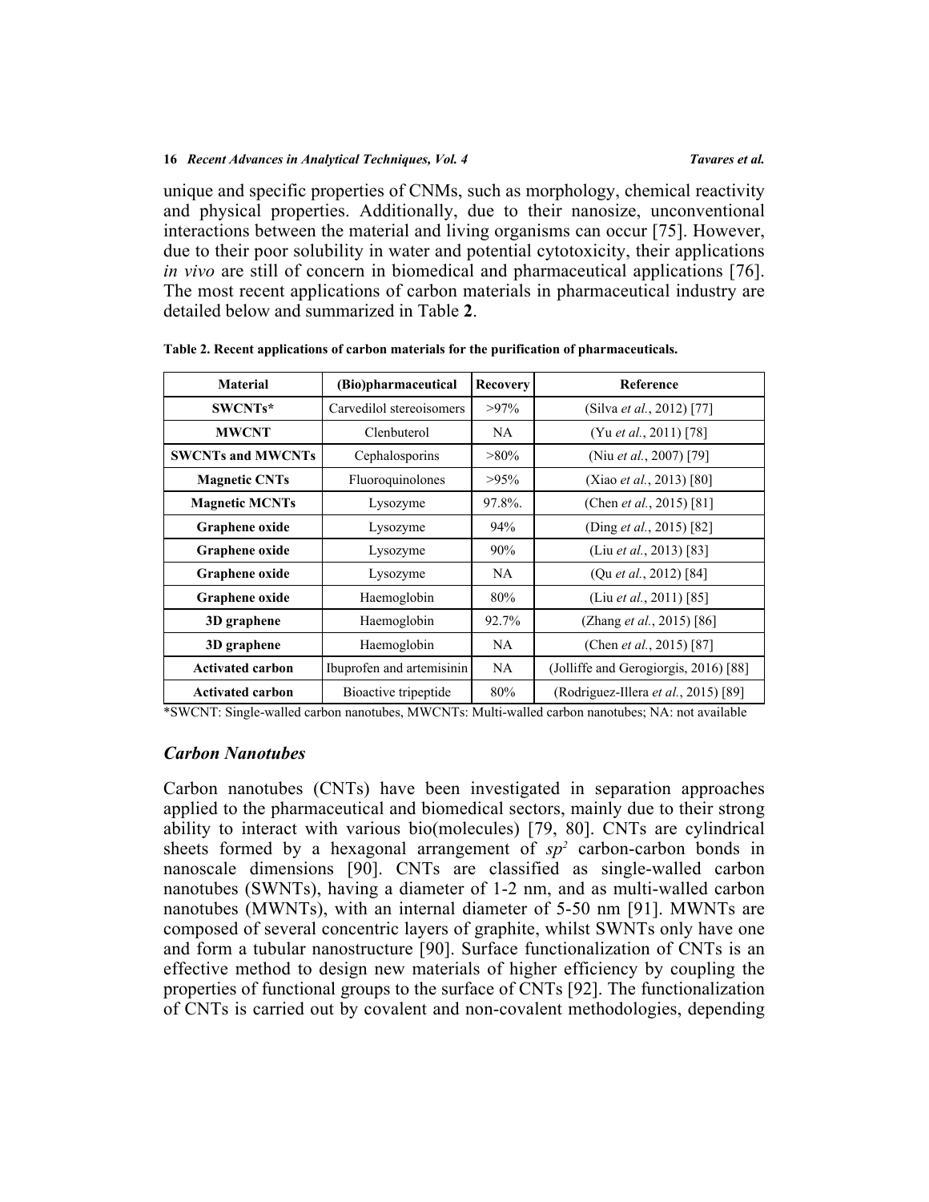unique and specific properties of CNMs, such as morphology, chemical reactivity and physical properties. Additionally, due to their nanosize, unconventional interactions between the material and living organisms can occur [75]. However, due to their poor solubility in water and potential cytotoxicity, their applications *in vivo* are still of concern in biomedical and pharmaceutical applications [76]. The most recent applications of carbon materials in pharmaceutical industry are detailed below and summarized in Table **2**.

**Table 2. Recent applications of carbon materials for the purification of pharmaceuticals.**

| Material | (Bio)pharmaceutical | Recovery | Reference |
|---|---|---|---|
| **SWCNTs*** | Carvedilol stereoisomers | >97% | (Silva *et al.*, 2012) [77] |
| **MWCNT** | Clenbuterol | NA | (Yu *et al.*, 2011) [78] |
| **SWCNTs and MWCNTs** | Cephalosporins | >80% | (Niu *et al.*, 2007) [79] |
| **Magnetic CNTs** | Fluoroquinolones | >95% | (Xiao *et al.*, 2013) [80] |
| **Magnetic MCNTs** | Lysozyme | 97.8%. | (Chen *et al.*, 2015) [81] |
| **Graphene oxide** | Lysozyme | 94% | (Ding *et al.*, 2015) [82] |
| **Graphene oxide** | Lysozyme | 90% | (Liu *et al.*, 2013) [83] |
| **Graphene oxide** | Lysozyme | NA | (Qu *et al.*, 2012) [84] |
| **Graphene oxide** | Haemoglobin | 80% | (Liu *et al.*, 2011) [85] |
| **3D graphene** | Haemoglobin | 92.7% | (Zhang *et al.*, 2015) [86] |
| **3D graphene** | Haemoglobin | NA | (Chen *et al.*, 2015) [87] |
| **Activated carbon** | Ibuprofen and artemisinin | NA | (Jolliffe and Gerogiorgis, 2016) [88] |
| **Activated carbon** | Bioactive tripeptide | 80% | (Rodriguez-Illera *et al.*, 2015) [89] |

*SWCNT: Single-walled carbon nanotubes, MWCNTs: Multi-walled carbon nanotubes; NA: not available

### *Carbon Nanotubes*

Carbon nanotubes (CNTs) have been investigated in separation approaches applied to the pharmaceutical and biomedical sectors, mainly due to their strong ability to interact with various bio(molecules) [79, 80]. CNTs are cylindrical sheets formed by a hexagonal arrangement of $sp^2$ carbon-carbon bonds in nanoscale dimensions [90]. CNTs are classified as single-walled carbon nanotubes (SWNTs), having a diameter of 1-2 nm, and as multi-walled carbon nanotubes (MWNTs), with an internal diameter of 5-50 nm [91]. MWNTs are composed of several concentric layers of graphite, whilst SWNTs only have one and form a tubular nanostructure [90]. Surface functionalization of CNTs is an effective method to design new materials of higher efficiency by coupling the properties of functional groups to the surface of CNTs [92]. The functionalization of CNTs is carried out by covalent and non-covalent methodologies, depending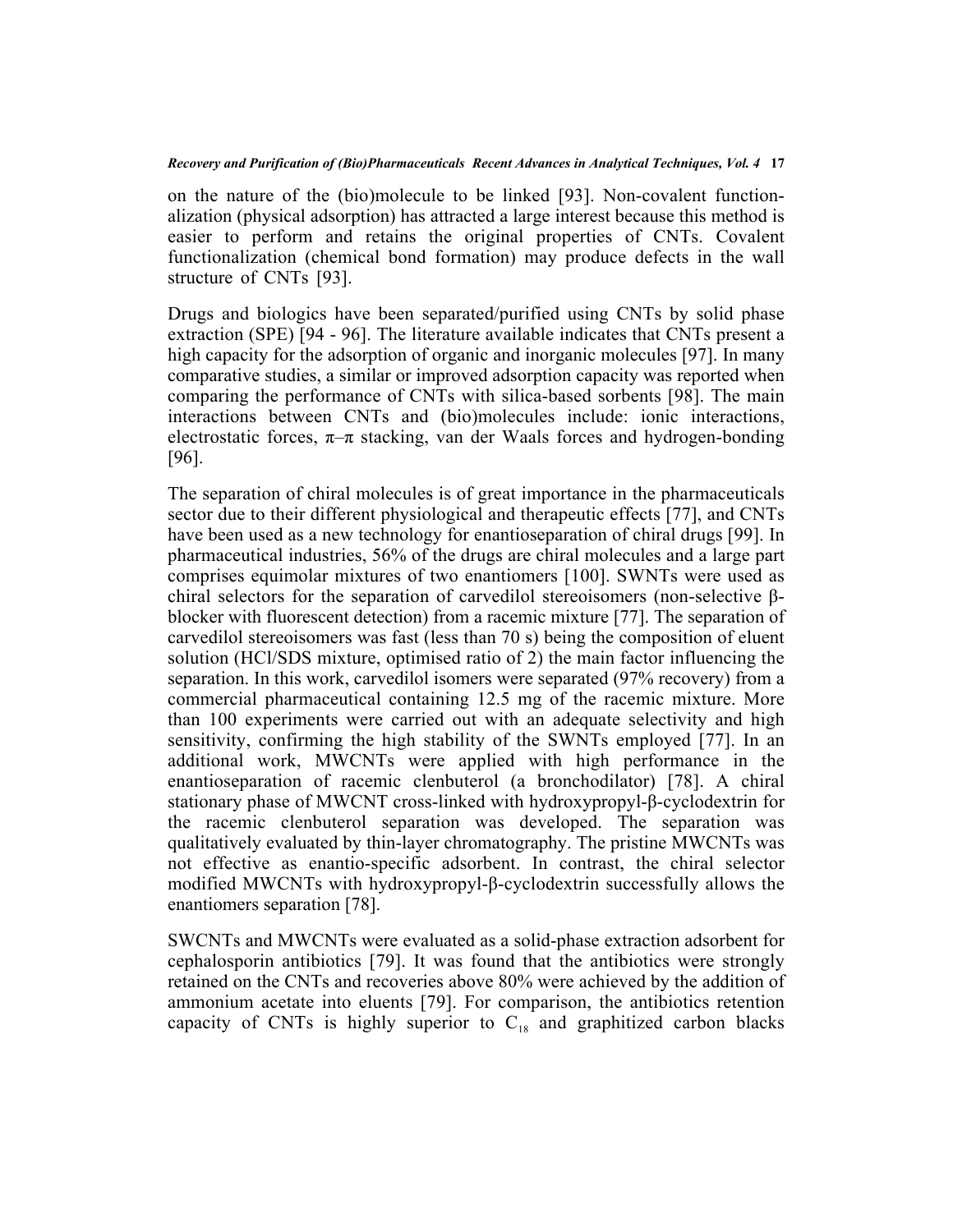on the nature of the (bio)molecule to be linked [93]. Non-covalent functionalization (physical adsorption) has attracted a large interest because this method is easier to perform and retains the original properties of CNTs. Covalent functionalization (chemical bond formation) may produce defects in the wall structure of CNTs [93].

Drugs and biologics have been separated/purified using CNTs by solid phase extraction (SPE) [94 - 96]. The literature available indicates that CNTs present a high capacity for the adsorption of organic and inorganic molecules [97]. In many comparative studies, a similar or improved adsorption capacity was reported when comparing the performance of CNTs with silica-based sorbents [98]. The main interactions between CNTs and (bio)molecules include: ionic interactions, electrostatic forces, π–π stacking, van der Waals forces and hydrogen-bonding [96].

The separation of chiral molecules is of great importance in the pharmaceuticals sector due to their different physiological and therapeutic effects [77], and CNTs have been used as a new technology for enantioseparation of chiral drugs [99]. In pharmaceutical industries, 56% of the drugs are chiral molecules and a large part comprises equimolar mixtures of two enantiomers [100]. SWNTs were used as chiral selectors for the separation of carvedilol stereoisomers (non-selective β-blocker with fluorescent detection) from a racemic mixture [77]. The separation of carvedilol stereoisomers was fast (less than 70 s) being the composition of eluent solution (HCl/SDS mixture, optimised ratio of 2) the main factor influencing the separation. In this work, carvedilol isomers were separated (97% recovery) from a commercial pharmaceutical containing 12.5 mg of the racemic mixture. More than 100 experiments were carried out with an adequate selectivity and high sensitivity, confirming the high stability of the SWNTs employed [77]. In an additional work, MWCNTs were applied with high performance in the enantioseparation of racemic clenbuterol (a bronchodilator) [78]. A chiral stationary phase of MWCNT cross-linked with hydroxypropyl-β-cyclodextrin for the racemic clenbuterol separation was developed. The separation was qualitatively evaluated by thin-layer chromatography. The pristine MWCNTs was not effective as enantio-specific adsorbent. In contrast, the chiral selector modified MWCNTs with hydroxypropyl-β-cyclodextrin successfully allows the enantiomers separation [78].

SWCNTs and MWCNTs were evaluated as a solid-phase extraction adsorbent for cephalosporin antibiotics [79]. It was found that the antibiotics were strongly retained on the CNTs and recoveries above 80% were achieved by the addition of ammonium acetate into eluents [79]. For comparison, the antibiotics retention capacity of CNTs is highly superior to $C_{18}$ and graphitized carbon blacks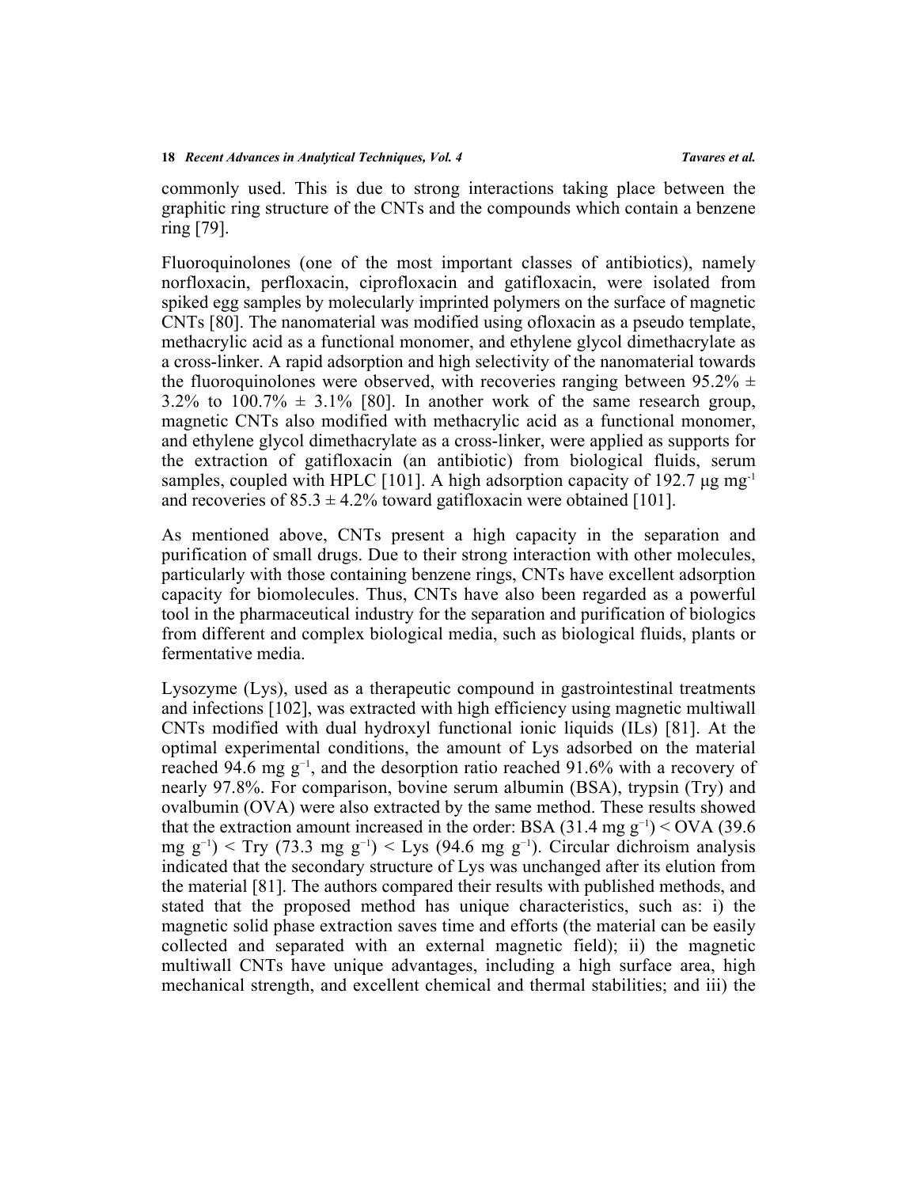commonly used. This is due to strong interactions taking place between the graphitic ring structure of the CNTs and the compounds which contain a benzene ring [79].

Fluoroquinolones (one of the most important classes of antibiotics), namely norfloxacin, perfloxacin, ciprofloxacin and gatifloxacin, were isolated from spiked egg samples by molecularly imprinted polymers on the surface of magnetic CNTs [80]. The nanomaterial was modified using ofloxacin as a pseudo template, methacrylic acid as a functional monomer, and ethylene glycol dimethacrylate as a cross-linker. A rapid adsorption and high selectivity of the nanomaterial towards the fluoroquinolones were observed, with recoveries ranging between 95.2% ± 3.2% to 100.7% ± 3.1% [80]. In another work of the same research group, magnetic CNTs also modified with methacrylic acid as a functional monomer, and ethylene glycol dimethacrylate as a cross-linker, were applied as supports for the extraction of gatifloxacin (an antibiotic) from biological fluids, serum samples, coupled with HPLC [101]. A high adsorption capacity of 192.7 μg $mg^{-1}$ and recoveries of 85.3 ± 4.2% toward gatifloxacin were obtained [101].

As mentioned above, CNTs present a high capacity in the separation and purification of small drugs. Due to their strong interaction with other molecules, particularly with those containing benzene rings, CNTs have excellent adsorption capacity for biomolecules. Thus, CNTs have also been regarded as a powerful tool in the pharmaceutical industry for the separation and purification of biologics from different and complex biological media, such as biological fluids, plants or fermentative media.

Lysozyme (Lys), used as a therapeutic compound in gastrointestinal treatments and infections [102], was extracted with high efficiency using magnetic multiwall CNTs modified with dual hydroxyl functional ionic liquids (ILs) [81]. At the optimal experimental conditions, the amount of Lys adsorbed on the material reached 94.6 mg $g^{-1}$, and the desorption ratio reached 91.6% with a recovery of nearly 97.8%. For comparison, bovine serum albumin (BSA), trypsin (Try) and ovalbumin (OVA) were also extracted by the same method. These results showed that the extraction amount increased in the order: BSA (31.4 mg $g^{-1}$) < OVA (39.6 mg $g^{-1}$) < Try (73.3 mg $g^{-1}$) < Lys (94.6 mg $g^{-1}$). Circular dichroism analysis indicated that the secondary structure of Lys was unchanged after its elution from the material [81]. The authors compared their results with published methods, and stated that the proposed method has unique characteristics, such as: i) the magnetic solid phase extraction saves time and efforts (the material can be easily collected and separated with an external magnetic field); ii) the magnetic multiwall CNTs have unique advantages, including a high surface area, high mechanical strength, and excellent chemical and thermal stabilities; and iii) the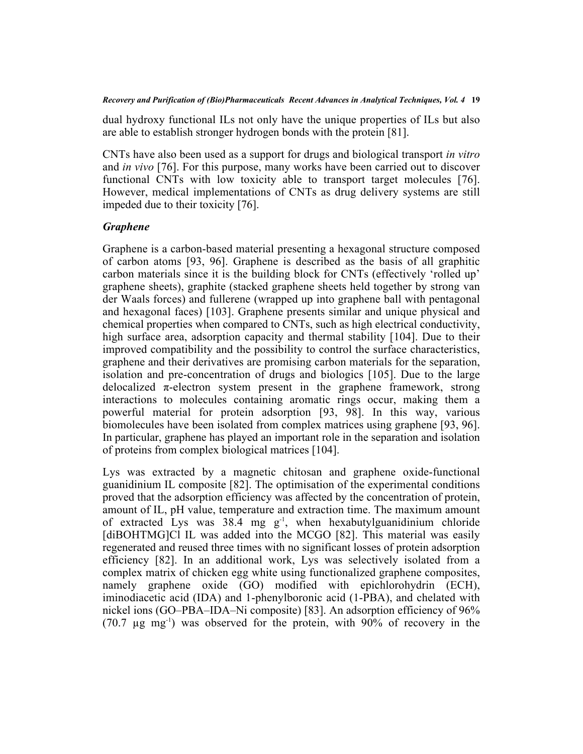dual hydroxy functional ILs not only have the unique properties of ILs but also are able to establish stronger hydrogen bonds with the protein [81].

CNTs have also been used as a support for drugs and biological transport *in vitro* and *in vivo* [76]. For this purpose, many works have been carried out to discover functional CNTs with low toxicity able to transport target molecules [76]. However, medical implementations of CNTs as drug delivery systems are still impeded due to their toxicity [76].

### *Graphene*

Graphene is a carbon-based material presenting a hexagonal structure composed of carbon atoms [93, 96]. Graphene is described as the basis of all graphitic carbon materials since it is the building block for CNTs (effectively 'rolled up' graphene sheets), graphite (stacked graphene sheets held together by strong van der Waals forces) and fullerene (wrapped up into graphene ball with pentagonal and hexagonal faces) [103]. Graphene presents similar and unique physical and chemical properties when compared to CNTs, such as high electrical conductivity, high surface area, adsorption capacity and thermal stability [104]. Due to their improved compatibility and the possibility to control the surface characteristics, graphene and their derivatives are promising carbon materials for the separation, isolation and pre-concentration of drugs and biologics [105]. Due to the large delocalized $\pi$-electron system present in the graphene framework, strong interactions to molecules containing aromatic rings occur, making them a powerful material for protein adsorption [93, 98]. In this way, various biomolecules have been isolated from complex matrices using graphene [93, 96]. In particular, graphene has played an important role in the separation and isolation of proteins from complex biological matrices [104].

Lys was extracted by a magnetic chitosan and graphene oxide-functional guanidinium IL composite [82]. The optimisation of the experimental conditions proved that the adsorption efficiency was affected by the concentration of protein, amount of IL, pH value, temperature and extraction time. The maximum amount of extracted Lys was 38.4 mg $g^{-1}$, when hexabutylguanidinium chloride [diBOHTMG]Cl IL was added into the MCGO [82]. This material was easily regenerated and reused three times with no significant losses of protein adsorption efficiency [82]. In an additional work, Lys was selectively isolated from a complex matrix of chicken egg white using functionalized graphene composites, namely graphene oxide (GO) modified with epichlorohydrin (ECH), iminodiacetic acid (IDA) and 1-phenylboronic acid (1-PBA), and chelated with nickel ions (GO–PBA–IDA–Ni composite) [83]. An adsorption efficiency of 96% (70.7 μg $mg^{-1}$) was observed for the protein, with 90% of recovery in the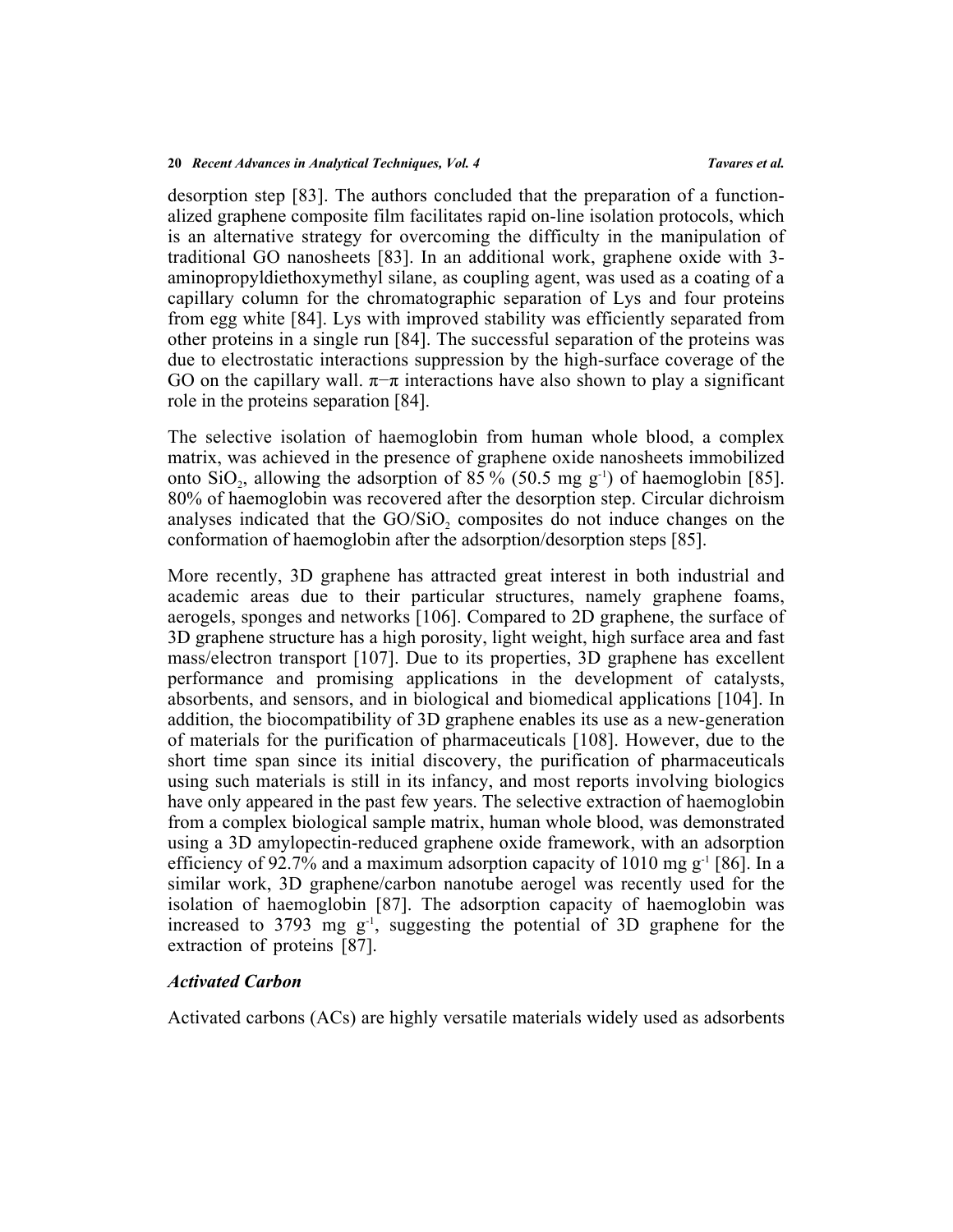desorption step [83]. The authors concluded that the preparation of a functionalized graphene composite film facilitates rapid on-line isolation protocols, which is an alternative strategy for overcoming the difficulty in the manipulation of traditional GO nanosheets [83]. In an additional work, graphene oxide with 3-aminopropyldiethoxymethyl silane, as coupling agent, was used as a coating of a capillary column for the chromatographic separation of Lys and four proteins from egg white [84]. Lys with improved stability was efficiently separated from other proteins in a single run [84]. The successful separation of the proteins was due to electrostatic interactions suppression by the high-surface coverage of the GO on the capillary wall. π−π interactions have also shown to play a significant role in the proteins separation [84].

The selective isolation of haemoglobin from human whole blood, a complex matrix, was achieved in the presence of graphene oxide nanosheets immobilized onto $SiO_2$, allowing the adsorption of 85 % (50.5 mg $g^{-1}$) of haemoglobin [85]. 80% of haemoglobin was recovered after the desorption step. Circular dichroism analyses indicated that the GO/$SiO_2$ composites do not induce changes on the conformation of haemoglobin after the adsorption/desorption steps [85].

More recently, 3D graphene has attracted great interest in both industrial and academic areas due to their particular structures, namely graphene foams, aerogels, sponges and networks [106]. Compared to 2D graphene, the surface of 3D graphene structure has a high porosity, light weight, high surface area and fast mass/electron transport [107]. Due to its properties, 3D graphene has excellent performance and promising applications in the development of catalysts, absorbents, and sensors, and in biological and biomedical applications [104]. In addition, the biocompatibility of 3D graphene enables its use as a new-generation of materials for the purification of pharmaceuticals [108]. However, due to the short time span since its initial discovery, the purification of pharmaceuticals using such materials is still in its infancy, and most reports involving biologics have only appeared in the past few years. The selective extraction of haemoglobin from a complex biological sample matrix, human whole blood, was demonstrated using a 3D amylopectin-reduced graphene oxide framework, with an adsorption efficiency of 92.7% and a maximum adsorption capacity of 1010 mg $g^{-1}$ [86]. In a similar work, 3D graphene/carbon nanotube aerogel was recently used for the isolation of haemoglobin [87]. The adsorption capacity of haemoglobin was increased to 3793 mg $g^{-1}$, suggesting the potential of 3D graphene for the extraction of proteins [87].

### *Activated Carbon*

Activated carbons (ACs) are highly versatile materials widely used as adsorbents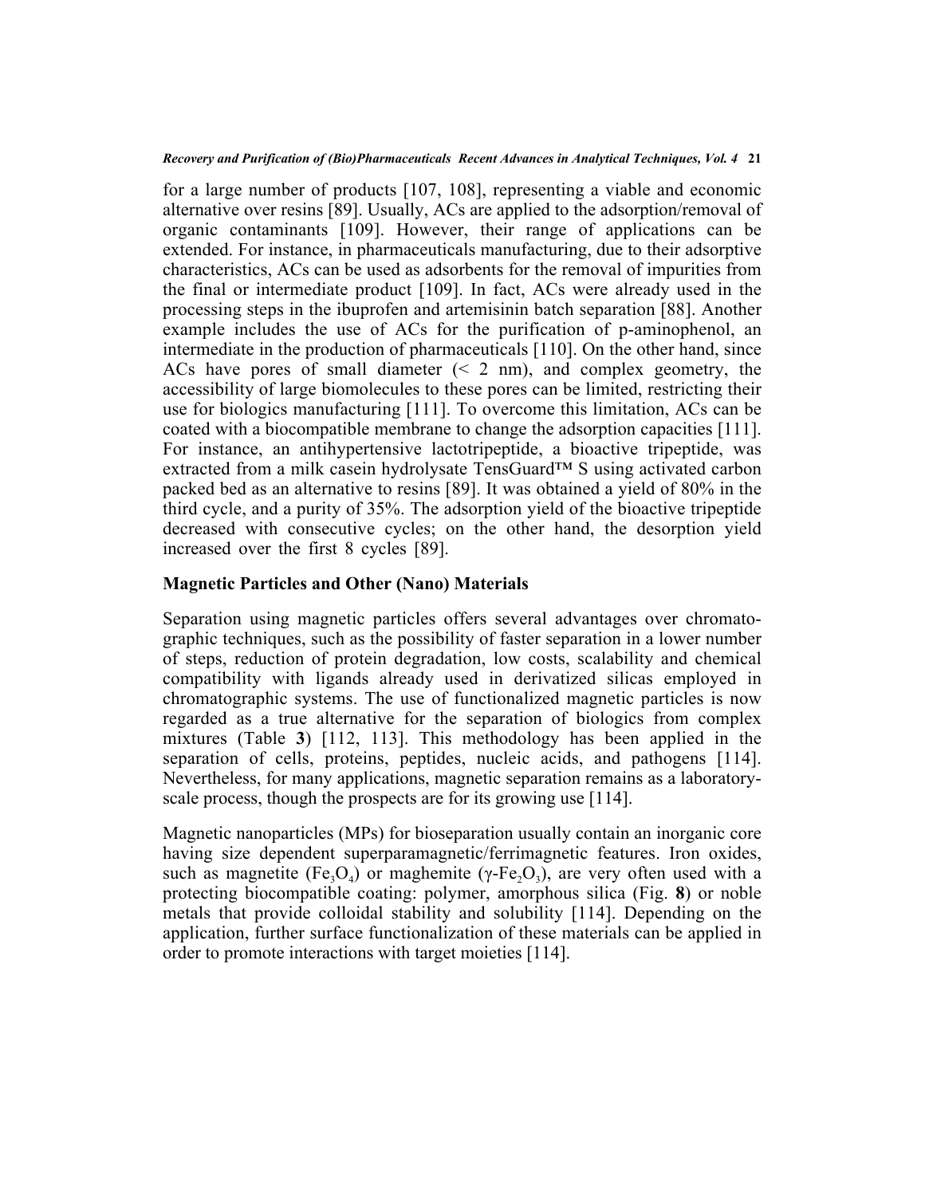for a large number of products [107, 108], representing a viable and economic alternative over resins [89]. Usually, ACs are applied to the adsorption/removal of organic contaminants [109]. However, their range of applications can be extended. For instance, in pharmaceuticals manufacturing, due to their adsorptive characteristics, ACs can be used as adsorbents for the removal of impurities from the final or intermediate product [109]. In fact, ACs were already used in the processing steps in the ibuprofen and artemisinin batch separation [88]. Another example includes the use of ACs for the purification of p-aminophenol, an intermediate in the production of pharmaceuticals [110]. On the other hand, since ACs have pores of small diameter (< 2 nm), and complex geometry, the accessibility of large biomolecules to these pores can be limited, restricting their use for biologics manufacturing [111]. To overcome this limitation, ACs can be coated with a biocompatible membrane to change the adsorption capacities [111]. For instance, an antihypertensive lactotripeptide, a bioactive tripeptide, was extracted from a milk casein hydrolysate TensGuard™ S using activated carbon packed bed as an alternative to resins [89]. It was obtained a yield of 80% in the third cycle, and a purity of 35%. The adsorption yield of the bioactive tripeptide decreased with consecutive cycles; on the other hand, the desorption yield increased over the first 8 cycles [89].

### Magnetic Particles and Other (Nano) Materials

Separation using magnetic particles offers several advantages over chromatographic techniques, such as the possibility of faster separation in a lower number of steps, reduction of protein degradation, low costs, scalability and chemical compatibility with ligands already used in derivatized silicas employed in chromatographic systems. The use of functionalized magnetic particles is now regarded as a true alternative for the separation of biologics from complex mixtures (Table **3**) [112, 113]. This methodology has been applied in the separation of cells, proteins, peptides, nucleic acids, and pathogens [114]. Nevertheless, for many applications, magnetic separation remains as a laboratory-scale process, though the prospects are for its growing use [114].

Magnetic nanoparticles (MPs) for bioseparation usually contain an inorganic core having size dependent superparamagnetic/ferrimagnetic features. Iron oxides, such as magnetite ($Fe_3O_4$) or maghemite ($\gamma$-$Fe_2O_3$), are very often used with a protecting biocompatible coating: polymer, amorphous silica (Fig. **8**) or noble metals that provide colloidal stability and solubility [114]. Depending on the application, further surface functionalization of these materials can be applied in order to promote interactions with target moieties [114].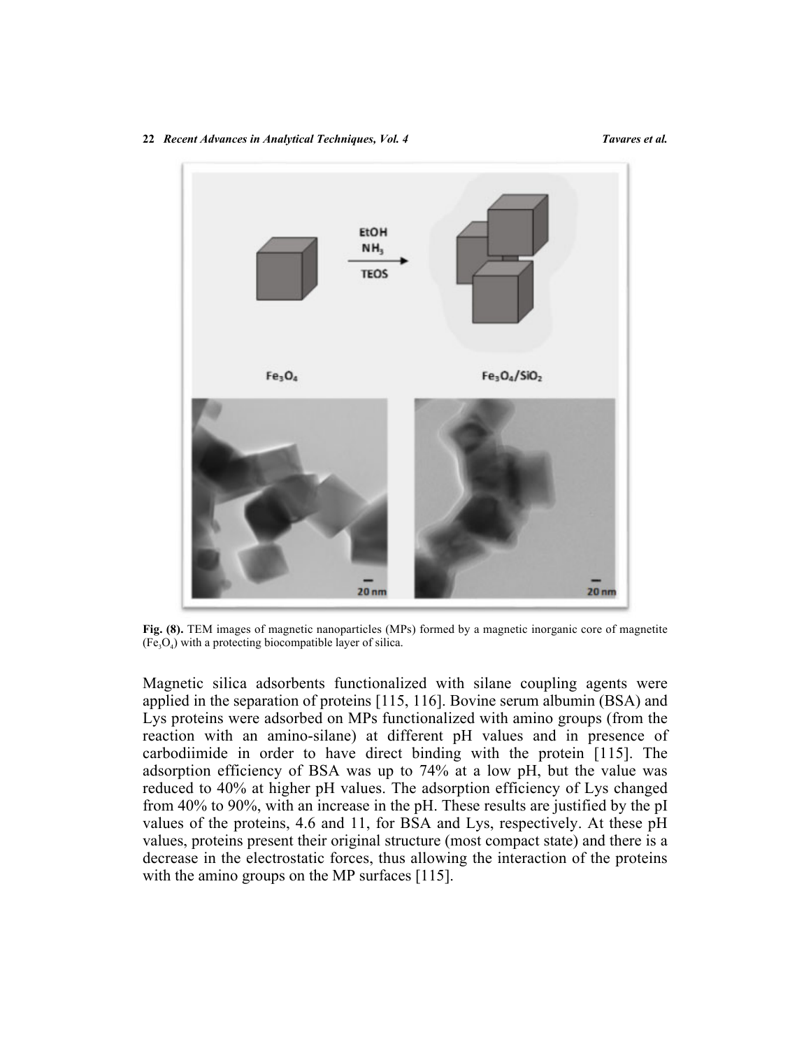Fig. (8). TEM images of magnetic nanoparticles (MPs) formed by a magnetic inorganic core of magnetite ($Fe_3O_4$) with a protecting biocompatible layer of silica.

Magnetic silica adsorbents functionalized with silane coupling agents were applied in the separation of proteins [115, 116]. Bovine serum albumin (BSA) and Lys proteins were adsorbed on MPs functionalized with amino groups (from the reaction with an amino-silane) at different pH values and in presence of carbodiimide in order to have direct binding with the protein [115]. The adsorption efficiency of BSA was up to 74% at a low pH, but the value was reduced to 40% at higher pH values. The adsorption efficiency of Lys changed from 40% to 90%, with an increase in the pH. These results are justified by the pI values of the proteins, 4.6 and 11, for BSA and Lys, respectively. At these pH values, proteins present their original structure (most compact state) and there is a decrease in the electrostatic forces, thus allowing the interaction of the proteins with the amino groups on the MP surfaces [115].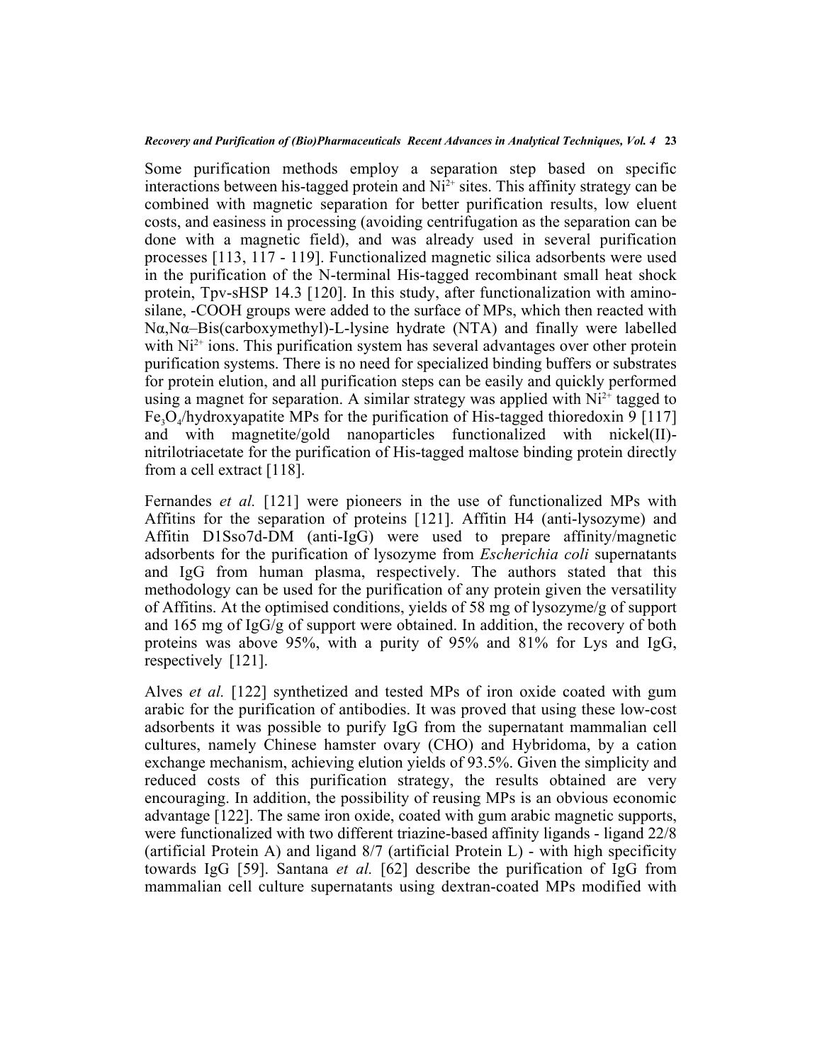Some purification methods employ a separation step based on specific interactions between his-tagged protein and $Ni^{2+}$ sites. This affinity strategy can be combined with magnetic separation for better purification results, low eluent costs, and easiness in processing (avoiding centrifugation as the separation can be done with a magnetic field), and was already used in several purification processes [113, 117 - 119]. Functionalized magnetic silica adsorbents were used in the purification of the N-terminal His-tagged recombinant small heat shock protein, Tpv-sHSP 14.3 [120]. In this study, after functionalization with amino-silane, -COOH groups were added to the surface of MPs, which then reacted with Nα,Nα–Bis(carboxymethyl)-L-lysine hydrate (NTA) and finally were labelled with $Ni^{2+}$ ions. This purification system has several advantages over other protein purification systems. There is no need for specialized binding buffers or substrates for protein elution, and all purification steps can be easily and quickly performed using a magnet for separation. A similar strategy was applied with $Ni^{2+}$ tagged to $Fe_3O_4$/hydroxyapatite MPs for the purification of His-tagged thioredoxin 9 [117] and with magnetite/gold nanoparticles functionalized with nickel(II)-nitrilotriacetate for the purification of His-tagged maltose binding protein directly from a cell extract [118].

Fernandes *et al.* [121] were pioneers in the use of functionalized MPs with Affitins for the separation of proteins [121]. Affitin H4 (anti-lysozyme) and Affitin D1Sso7d-DM (anti-IgG) were used to prepare affinity/magnetic adsorbents for the purification of lysozyme from *Escherichia coli* supernatants and IgG from human plasma, respectively. The authors stated that this methodology can be used for the purification of any protein given the versatility of Affitins. At the optimised conditions, yields of 58 mg of lysozyme/g of support and 165 mg of IgG/g of support were obtained. In addition, the recovery of both proteins was above 95%, with a purity of 95% and 81% for Lys and IgG, respectively [121].

Alves *et al.* [122] synthetized and tested MPs of iron oxide coated with gum arabic for the purification of antibodies. It was proved that using these low-cost adsorbents it was possible to purify IgG from the supernatant mammalian cell cultures, namely Chinese hamster ovary (CHO) and Hybridoma, by a cation exchange mechanism, achieving elution yields of 93.5%. Given the simplicity and reduced costs of this purification strategy, the results obtained are very encouraging. In addition, the possibility of reusing MPs is an obvious economic advantage [122]. The same iron oxide, coated with gum arabic magnetic supports, were functionalized with two different triazine-based affinity ligands - ligand 22/8 (artificial Protein A) and ligand 8/7 (artificial Protein L) - with high specificity towards IgG [59]. Santana *et al.* [62] describe the purification of IgG from mammalian cell culture supernatants using dextran-coated MPs modified with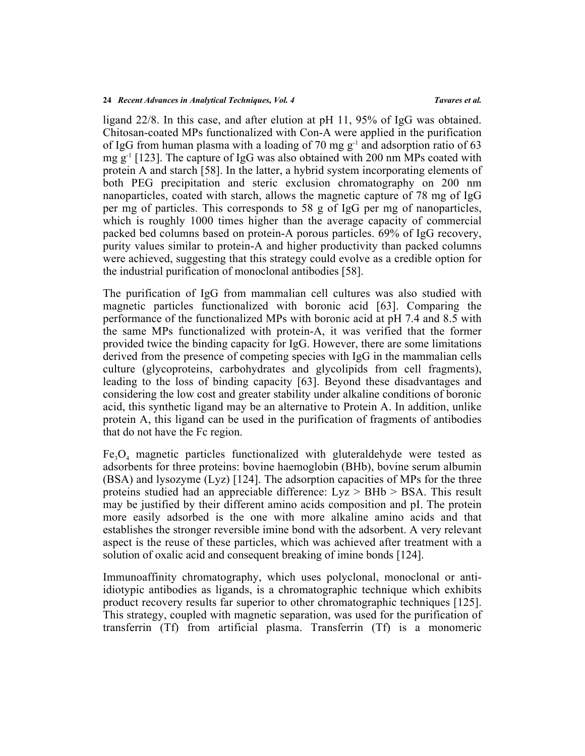ligand 22/8. In this case, and after elution at pH 11, 95% of IgG was obtained. Chitosan-coated MPs functionalized with Con-A were applied in the purification of IgG from human plasma with a loading of 70 mg $g^{-1}$ and adsorption ratio of 63 mg $g^{-1}$ [123]. The capture of IgG was also obtained with 200 nm MPs coated with protein A and starch [58]. In the latter, a hybrid system incorporating elements of both PEG precipitation and steric exclusion chromatography on 200 nm nanoparticles, coated with starch, allows the magnetic capture of 78 mg of IgG per mg of particles. This corresponds to 58 g of IgG per mg of nanoparticles, which is roughly 1000 times higher than the average capacity of commercial packed bed columns based on protein-A porous particles. 69% of IgG recovery, purity values similar to protein-A and higher productivity than packed columns were achieved, suggesting that this strategy could evolve as a credible option for the industrial purification of monoclonal antibodies [58].

The purification of IgG from mammalian cell cultures was also studied with magnetic particles functionalized with boronic acid [63]. Comparing the performance of the functionalized MPs with boronic acid at pH 7.4 and 8.5 with the same MPs functionalized with protein-A, it was verified that the former provided twice the binding capacity for IgG. However, there are some limitations derived from the presence of competing species with IgG in the mammalian cells culture (glycoproteins, carbohydrates and glycolipids from cell fragments), leading to the loss of binding capacity [63]. Beyond these disadvantages and considering the low cost and greater stability under alkaline conditions of boronic acid, this synthetic ligand may be an alternative to Protein A. In addition, unlike protein A, this ligand can be used in the purification of fragments of antibodies that do not have the Fc region.

$Fe_3O_4$ magnetic particles functionalized with gluteraldehyde were tested as adsorbents for three proteins: bovine haemoglobin (BHb), bovine serum albumin (BSA) and lysozyme (Lyz) [124]. The adsorption capacities of MPs for the three proteins studied had an appreciable difference: Lyz > BHb > BSA. This result may be justified by their different amino acids composition and pI. The protein more easily adsorbed is the one with more alkaline amino acids and that establishes the stronger reversible imine bond with the adsorbent. A very relevant aspect is the reuse of these particles, which was achieved after treatment with a solution of oxalic acid and consequent breaking of imine bonds [124].

Immunoaffinity chromatography, which uses polyclonal, monoclonal or anti-idiotypic antibodies as ligands, is a chromatographic technique which exhibits product recovery results far superior to other chromatographic techniques [125]. This strategy, coupled with magnetic separation, was used for the purification of transferrin (Tf) from artificial plasma. Transferrin (Tf) is a monomeric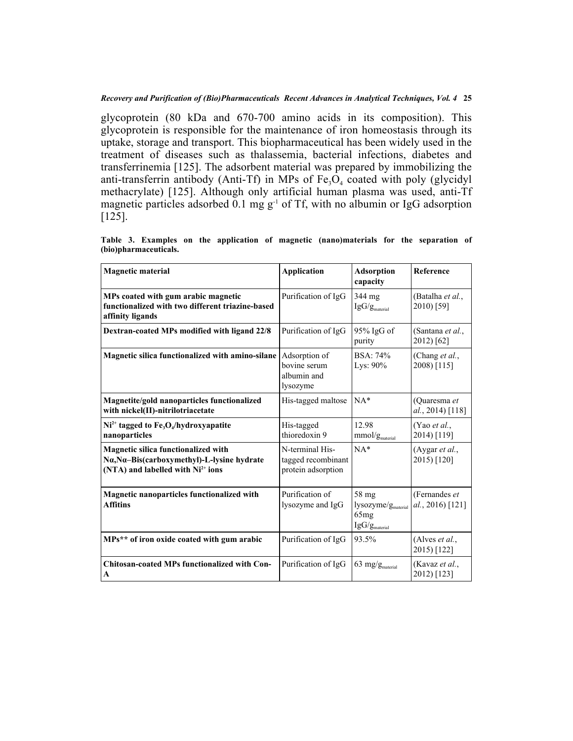glycoprotein (80 kDa and 670-700 amino acids in its composition). This glycoprotein is responsible for the maintenance of iron homeostasis through its uptake, storage and transport. This biopharmaceutical has been widely used in the treatment of diseases such as thalassemia, bacterial infections, diabetes and transferrinemia [125]. The adsorbent material was prepared by immobilizing the anti-transferrin antibody (Anti-Tf) in MPs of $Fe_3O_4$ coated with poly (glycidyl methacrylate) [125]. Although only artificial human plasma was used, anti-Tf magnetic particles adsorbed 0.1 mg $g^{-1}$ of Tf, with no albumin or IgG adsorption [125].

**Table 3. Examples on the application of magnetic (nano)materials for the separation of (bio)pharmaceuticals.**

| Magnetic material | Application | Adsorption capacity | Reference |
|---|---|---|---|
| **MPs coated with gum arabic magnetic functionalized with two different triazine-based affinity ligands** | Purification of IgG | 344 mg $IgG/g_{material}$ | (Batalha *et al.*, 2010) [59] |
| **Dextran-coated MPs modified with ligand 22/8** | Purification of IgG | 95% IgG of purity | (Santana *et al.*, 2012) [62] |
| **Magnetic silica functionalized with amino-silane** | Adsorption of bovine serum albumin and lysozyme | BSA: 74% Lys: 90% | (Chang *et al.*, 2008) [115] |
| **Magnetite/gold nanoparticles functionalized with nickel(II)-nitrilotriacetate** | His-tagged maltose | NA* | (Quaresma *et al.*, 2014) [118] |
| **$Ni^{2+}$ tagged to $Fe_3O_4$/hydroxyapatite nanoparticles** | His-tagged thioredoxin 9 | 12.98 $mmol/g_{material}$ | (Yao *et al.*, 2014) [119] |
| **Magnetic silica functionalized with Nα,Nα–Bis(carboxymethyl)-L-lysine hydrate (NTA) and labelled with $Ni^{2+}$ ions** | N-terminal His-tagged recombinant protein adsorption | NA* | (Aygar *et al.*, 2015) [120] |
| **Magnetic nanoparticles functionalized with Affitins** | Purification of lysozyme and IgG | 58 mg $lysozyme/g_{material}$ 65mg $IgG/g_{material}$ | (Fernandes *et al.*, 2016) [121] |
| **MPs** of iron oxide coated with gum arabic** | Purification of IgG | 93.5% | (Alves *et al.*, 2015) [122] |
| **Chitosan-coated MPs functionalized with Con-A** | Purification of IgG | 63 $mg/g_{material}$ | (Kavaz *et al.*, 2012) [123] |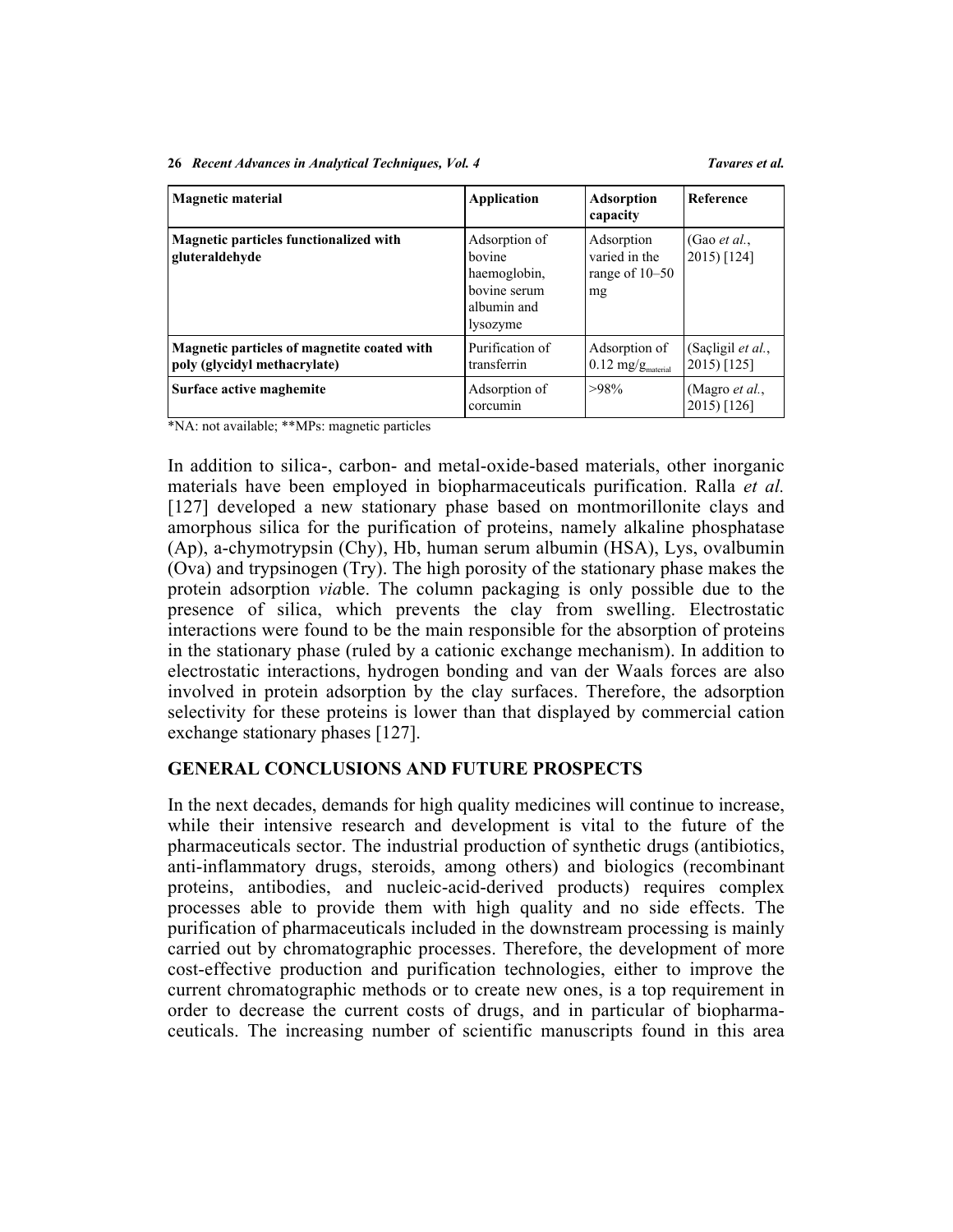| Magnetic material | Application | Adsorption capacity | Reference |
|---|---|---|---|
| **Magnetic particles functionalized with gluteraldehyde** | Adsorption of bovine haemoglobin, bovine serum albumin and lysozyme | Adsorption varied in the range of 10–50 mg | (Gao *et al.*, 2015) [124] |
| **Magnetic particles of magnetite coated with poly (glycidyl methacrylate)** | Purification of transferrin | Adsorption of 0.12 $mg/g_{material}$ | (Saçligil *et al.*, 2015) [125] |
| **Surface active maghemite** | Adsorption of corcumin | >98% | (Magro *et al.*, 2015) [126] |

*NA: not available; **MPs: magnetic particles

In addition to silica-, carbon- and metal-oxide-based materials, other inorganic materials have been employed in biopharmaceuticals purification. Ralla *et al.* [127] developed a new stationary phase based on montmorillonite clays and amorphous silica for the purification of proteins, namely alkaline phosphatase (Ap), a-chymotrypsin (Chy), Hb, human serum albumin (HSA), Lys, ovalbumin (Ova) and trypsinogen (Try). The high porosity of the stationary phase makes the protein adsorption *via*ble. The column packaging is only possible due to the presence of silica, which prevents the clay from swelling. Electrostatic interactions were found to be the main responsible for the absorption of proteins in the stationary phase (ruled by a cationic exchange mechanism). In addition to electrostatic interactions, hydrogen bonding and van der Waals forces are also involved in protein adsorption by the clay surfaces. Therefore, the adsorption selectivity for these proteins is lower than that displayed by commercial cation exchange stationary phases [127].

## GENERAL CONCLUSIONS AND FUTURE PROSPECTS

In the next decades, demands for high quality medicines will continue to increase, while their intensive research and development is vital to the future of the pharmaceuticals sector. The industrial production of synthetic drugs (antibiotics, anti-inflammatory drugs, steroids, among others) and biologics (recombinant proteins, antibodies, and nucleic-acid-derived products) requires complex processes able to provide them with high quality and no side effects. The purification of pharmaceuticals included in the downstream processing is mainly carried out by chromatographic processes. Therefore, the development of more cost-effective production and purification technologies, either to improve the current chromatographic methods or to create new ones, is a top requirement in order to decrease the current costs of drugs, and in particular of biopharmaceuticals. The increasing number of scientific manuscripts found in this area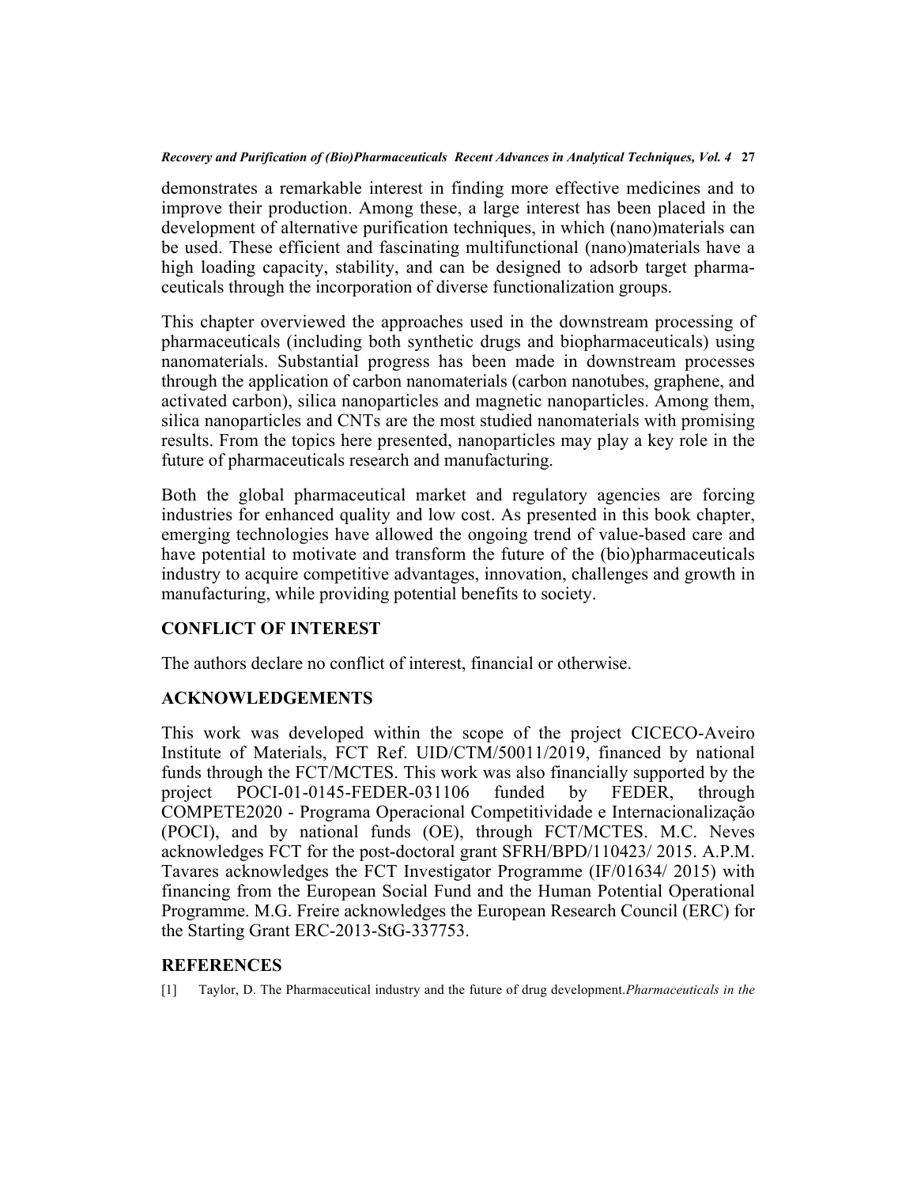demonstrates a remarkable interest in finding more effective medicines and to improve their production. Among these, a large interest has been placed in the development of alternative purification techniques, in which (nano)materials can be used. These efficient and fascinating multifunctional (nano)materials have a high loading capacity, stability, and can be designed to adsorb target pharmaceuticals through the incorporation of diverse functionalization groups.

This chapter overviewed the approaches used in the downstream processing of pharmaceuticals (including both synthetic drugs and biopharmaceuticals) using nanomaterials. Substantial progress has been made in downstream processes through the application of carbon nanomaterials (carbon nanotubes, graphene, and activated carbon), silica nanoparticles and magnetic nanoparticles. Among them, silica nanoparticles and CNTs are the most studied nanomaterials with promising results. From the topics here presented, nanoparticles may play a key role in the future of pharmaceuticals research and manufacturing.

Both the global pharmaceutical market and regulatory agencies are forcing industries for enhanced quality and low cost. As presented in this book chapter, emerging technologies have allowed the ongoing trend of value-based care and have potential to motivate and transform the future of the (bio)pharmaceuticals industry to acquire competitive advantages, innovation, challenges and growth in manufacturing, while providing potential benefits to society.

## CONFLICT OF INTEREST

The authors declare no conflict of interest, financial or otherwise.

## ACKNOWLEDGEMENTS

This work was developed within the scope of the project CICECO-Aveiro Institute of Materials, FCT Ref. UID/CTM/50011/2019, financed by national funds through the FCT/MCTES. This work was also financially supported by the project POCI-01-0145-FEDER-031106 funded by FEDER, through COMPETE2020 - Programa Operacional Competitividade e Internacionalização (POCI), and by national funds (OE), through FCT/MCTES. M.C. Neves acknowledges FCT for the post-doctoral grant SFRH/BPD/110423/ 2015. A.P.M. Tavares acknowledges the FCT Investigator Programme (IF/01634/ 2015) with financing from the European Social Fund and the Human Potential Operational Programme. M.G. Freire acknowledges the European Research Council (ERC) for the Starting Grant ERC-2013-StG-337753.

## REFERENCES

[1] Taylor, D. The Pharmaceutical industry and the future of drug development.*Pharmaceuticals in the*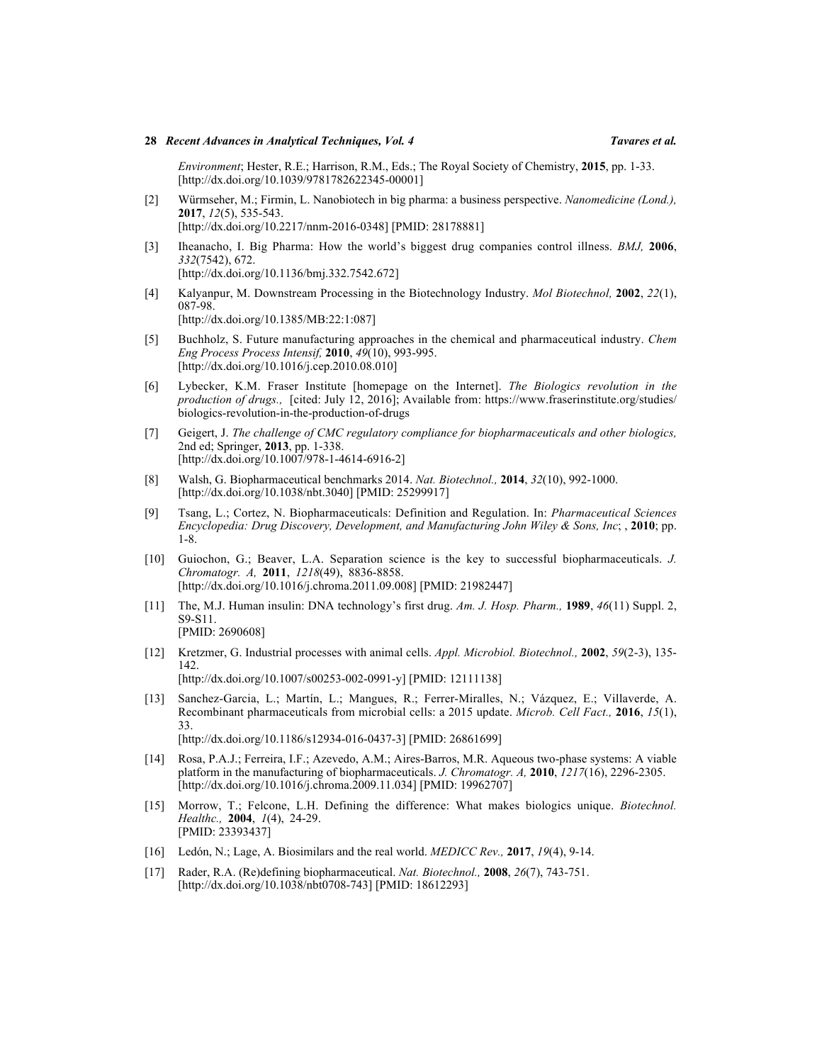*Environment*; Hester, R.E.; Harrison, R.M., Eds.; The Royal Society of Chemistry, **2015**, pp. 1-33. [http://dx.doi.org/10.1039/9781782622345-00001]

[2] Würmseher, M.; Firmin, L. Nanobiotech in big pharma: a business perspective. *Nanomedicine (Lond.),* **2017**, *12*(5), 535-543. [http://dx.doi.org/10.2217/nnm-2016-0348] [PMID: 28178881]

[3] Iheanacho, I. Big Pharma: How the world's biggest drug companies control illness. *BMJ,* **2006**, *332*(7542), 672. [http://dx.doi.org/10.1136/bmj.332.7542.672]

[4] Kalyanpur, M. Downstream Processing in the Biotechnology Industry. *Mol Biotechnol,* **2002**, *22*(1), 087-98. [http://dx.doi.org/10.1385/MB:22:1:087]

[5] Buchholz, S. Future manufacturing approaches in the chemical and pharmaceutical industry. *Chem Eng Process Process Intensif,* **2010**, *49*(10), 993-995. [http://dx.doi.org/10.1016/j.cep.2010.08.010]

[6] Lybecker, K.M. Fraser Institute [homepage on the Internet]. *The Biologics revolution in the production of drugs.,* [cited: July 12, 2016]; Available from: https://www.fraserinstitute.org/studies/biologics-revolution-in-the-production-of-drugs

[7] Geigert, J. *The challenge of CMC regulatory compliance for biopharmaceuticals and other biologics,* 2nd ed; Springer, **2013**, pp. 1-338. [http://dx.doi.org/10.1007/978-1-4614-6916-2]

[8] Walsh, G. Biopharmaceutical benchmarks 2014. *Nat. Biotechnol.,* **2014**, *32*(10), 992-1000. [http://dx.doi.org/10.1038/nbt.3040] [PMID: 25299917]

[9] Tsang, L.; Cortez, N. Biopharmaceuticals: Definition and Regulation. In: *Pharmaceutical Sciences Encyclopedia: Drug Discovery, Development, and Manufacturing John Wiley & Sons, Inc*; , **2010**; pp. 1-8.

[10] Guiochon, G.; Beaver, L.A. Separation science is the key to successful biopharmaceuticals. *J. Chromatogr. A,* **2011**, *1218*(49), 8836-8858. [http://dx.doi.org/10.1016/j.chroma.2011.09.008] [PMID: 21982447]

[11] The, M.J. Human insulin: DNA technology's first drug. *Am. J. Hosp. Pharm.,* **1989**, *46*(11) Suppl. 2, S9-S11. [PMID: 2690608]

[12] Kretzmer, G. Industrial processes with animal cells. *Appl. Microbiol. Biotechnol.,* **2002**, *59*(2-3), 135-142. [http://dx.doi.org/10.1007/s00253-002-0991-y] [PMID: 12111138]

[13] Sanchez-Garcia, L.; Martín, L.; Mangues, R.; Ferrer-Miralles, N.; Vázquez, E.; Villaverde, A. Recombinant pharmaceuticals from microbial cells: a 2015 update. *Microb. Cell Fact.,* **2016**, *15*(1), 33. [http://dx.doi.org/10.1186/s12934-016-0437-3] [PMID: 26861699]

[14] Rosa, P.A.J.; Ferreira, I.F.; Azevedo, A.M.; Aires-Barros, M.R. Aqueous two-phase systems: A viable platform in the manufacturing of biopharmaceuticals. *J. Chromatogr. A,* **2010**, *1217*(16), 2296-2305. [http://dx.doi.org/10.1016/j.chroma.2009.11.034] [PMID: 19962707]

[15] Morrow, T.; Felcone, L.H. Defining the difference: What makes biologics unique. *Biotechnol. Healthc.,* **2004**, *1*(4), 24-29. [PMID: 23393437]

[16] Ledón, N.; Lage, A. Biosimilars and the real world. *MEDICC Rev.,* **2017**, *19*(4), 9-14.

[17] Rader, R.A. (Re)defining biopharmaceutical. *Nat. Biotechnol.,* **2008**, *26*(7), 743-751. [http://dx.doi.org/10.1038/nbt0708-743] [PMID: 18612293]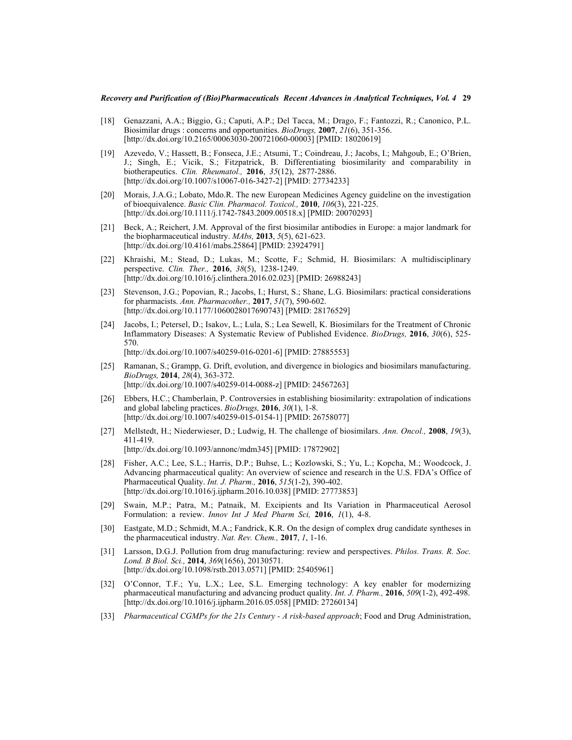[18] Genazzani, A.A.; Biggio, G.; Caputi, A.P.; Del Tacca, M.; Drago, F.; Fantozzi, R.; Canonico, P.L. Biosimilar drugs : concerns and opportunities. *BioDrugs,* **2007**, *21*(6), 351-356. [http://dx.doi.org/10.2165/00063030-200721060-00003] [PMID: 18020619]

[19] Azevedo, V.; Hassett, B.; Fonseca, J.E.; Atsumi, T.; Coindreau, J.; Jacobs, I.; Mahgoub, E.; O'Brien, J.; Singh, E.; Vicik, S.; Fitzpatrick, B. Differentiating biosimilarity and comparability in biotherapeutics. *Clin. Rheumatol.,* **2016**, *35*(12), 2877-2886. [http://dx.doi.org/10.1007/s10067-016-3427-2] [PMID: 27734233]

[20] Morais, J.A.G.; Lobato, Mdo.R. The new European Medicines Agency guideline on the investigation of bioequivalence. *Basic Clin. Pharmacol. Toxicol.,* **2010**, *106*(3), 221-225. [http://dx.doi.org/10.1111/j.1742-7843.2009.00518.x] [PMID: 20070293]

[21] Beck, A.; Reichert, J.M. Approval of the first biosimilar antibodies in Europe: a major landmark for the biopharmaceutical industry. *MAbs,* **2013**, *5*(5), 621-623. [http://dx.doi.org/10.4161/mabs.25864] [PMID: 23924791]

[22] Khraishi, M.; Stead, D.; Lukas, M.; Scotte, F.; Schmid, H. Biosimilars: A multidisciplinary perspective. *Clin. Ther.,* **2016**, *38*(5), 1238-1249. [http://dx.doi.org/10.1016/j.clinthera.2016.02.023] [PMID: 26988243]

[23] Stevenson, J.G.; Popovian, R.; Jacobs, I.; Hurst, S.; Shane, L.G. Biosimilars: practical considerations for pharmacists. *Ann. Pharmacother.,* **2017**, *51*(7), 590-602. [http://dx.doi.org/10.1177/1060028017690743] [PMID: 28176529]

[24] Jacobs, I.; Petersel, D.; Isakov, L.; Lula, S.; Lea Sewell, K. Biosimilars for the Treatment of Chronic Inflammatory Diseases: A Systematic Review of Published Evidence. *BioDrugs,* **2016**, *30*(6), 525-570. [http://dx.doi.org/10.1007/s40259-016-0201-6] [PMID: 27885553]

[25] Ramanan, S.; Grampp, G. Drift, evolution, and divergence in biologics and biosimilars manufacturing. *BioDrugs,* **2014**, *28*(4), 363-372. [http://dx.doi.org/10.1007/s40259-014-0088-z] [PMID: 24567263]

[26] Ebbers, H.C.; Chamberlain, P. Controversies in establishing biosimilarity: extrapolation of indications and global labeling practices. *BioDrugs,* **2016**, *30*(1), 1-8. [http://dx.doi.org/10.1007/s40259-015-0154-1] [PMID: 26758077]

[27] Mellstedt, H.; Niederwieser, D.; Ludwig, H. The challenge of biosimilars. *Ann. Oncol.,* **2008**, *19*(3), 411-419. [http://dx.doi.org/10.1093/annonc/mdm345] [PMID: 17872902]

[28] Fisher, A.C.; Lee, S.L.; Harris, D.P.; Buhse, L.; Kozlowski, S.; Yu, L.; Kopcha, M.; Woodcock, J. Advancing pharmaceutical quality: An overview of science and research in the U.S. FDA's Office of Pharmaceutical Quality. *Int. J. Pharm.,* **2016**, *515*(1-2), 390-402. [http://dx.doi.org/10.1016/j.ijpharm.2016.10.038] [PMID: 27773853]

[29] Swain, M.P.; Patra, M.; Patnaik, M. Excipients and Its Variation in Pharmaceutical Aerosol Formulation: a review. *Innov Int J Med Pharm Sci,* **2016**, *1*(1), 4-8.

[30] Eastgate, M.D.; Schmidt, M.A.; Fandrick, K.R. On the design of complex drug candidate syntheses in the pharmaceutical industry. *Nat. Rev. Chem.,* **2017**, *1*, 1-16.

[31] Larsson, D.G.J. Pollution from drug manufacturing: review and perspectives. *Philos. Trans. R. Soc. Lond. B Biol. Sci.,* **2014**, *369*(1656), 20130571. [http://dx.doi.org/10.1098/rstb.2013.0571] [PMID: 25405961]

[32] O'Connor, T.F.; Yu, L.X.; Lee, S.L. Emerging technology: A key enabler for modernizing pharmaceutical manufacturing and advancing product quality. *Int. J. Pharm.,* **2016**, *509*(1-2), 492-498. [http://dx.doi.org/10.1016/j.ijpharm.2016.05.058] [PMID: 27260134]

[33] *Pharmaceutical CGMPs for the 21s Century - A risk-based approach*; Food and Drug Administration,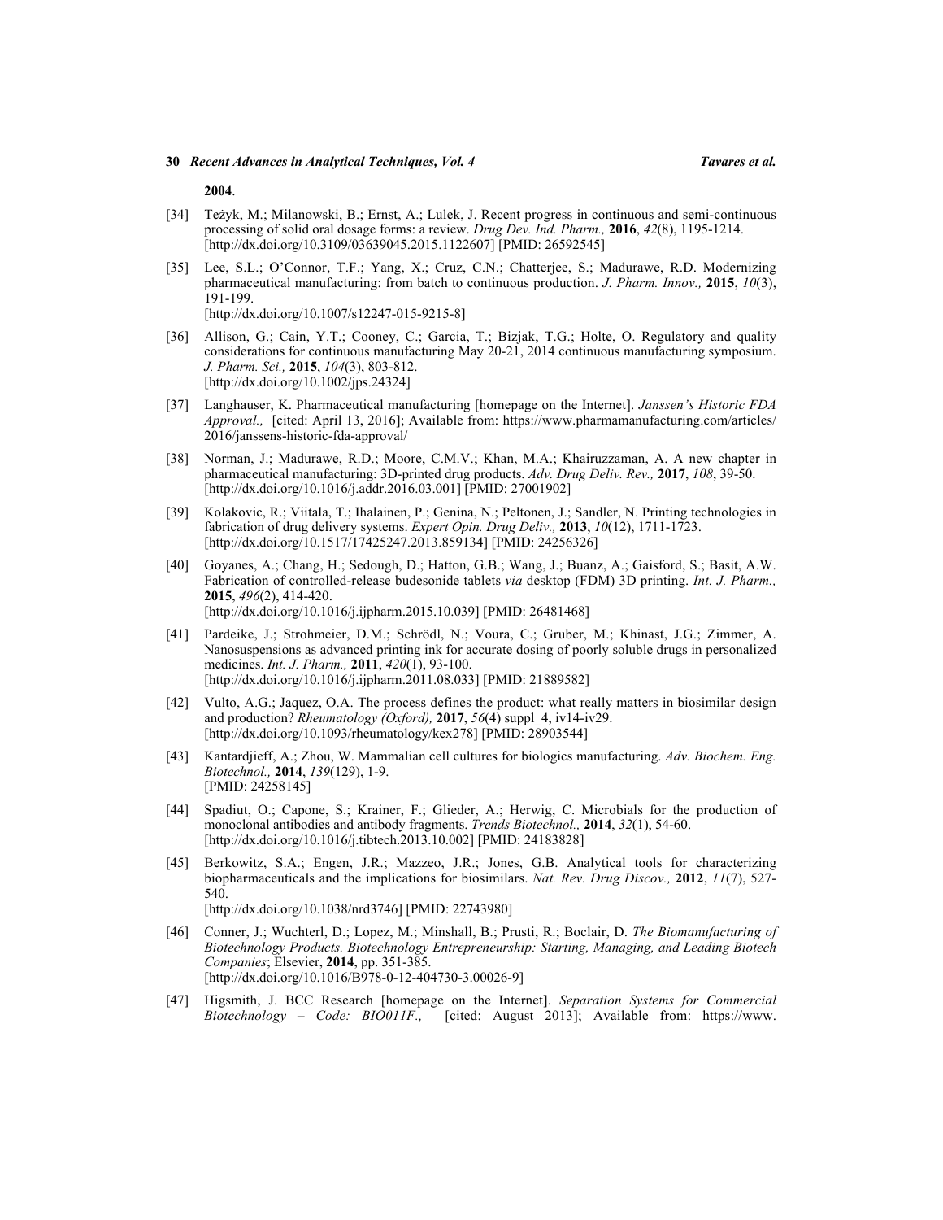**2004**.

[34] Teżyk, M.; Milanowski, B.; Ernst, A.; Lulek, J. Recent progress in continuous and semi-continuous processing of solid oral dosage forms: a review. *Drug Dev. Ind. Pharm.,* **2016**, *42*(8), 1195-1214. [http://dx.doi.org/10.3109/03639045.2015.1122607] [PMID: 26592545]

[35] Lee, S.L.; O'Connor, T.F.; Yang, X.; Cruz, C.N.; Chatterjee, S.; Madurawe, R.D. Modernizing pharmaceutical manufacturing: from batch to continuous production. *J. Pharm. Innov.,* **2015**, *10*(3), 191-199. [http://dx.doi.org/10.1007/s12247-015-9215-8]

[36] Allison, G.; Cain, Y.T.; Cooney, C.; Garcia, T.; Bizjak, T.G.; Holte, O. Regulatory and quality considerations for continuous manufacturing May 20-21, 2014 continuous manufacturing symposium. *J. Pharm. Sci.,* **2015**, *104*(3), 803-812. [http://dx.doi.org/10.1002/jps.24324]

[37] Langhauser, K. Pharmaceutical manufacturing [homepage on the Internet]. *Janssen's Historic FDA Approval.,* [cited: April 13, 2016]; Available from: https://www.pharmamanufacturing.com/articles/2016/janssens-historic-fda-approval/

[38] Norman, J.; Madurawe, R.D.; Moore, C.M.V.; Khan, M.A.; Khairuzzaman, A. A new chapter in pharmaceutical manufacturing: 3D-printed drug products. *Adv. Drug Deliv. Rev.,* **2017**, *108*, 39-50. [http://dx.doi.org/10.1016/j.addr.2016.03.001] [PMID: 27001902]

[39] Kolakovic, R.; Viitala, T.; Ihalainen, P.; Genina, N.; Peltonen, J.; Sandler, N. Printing technologies in fabrication of drug delivery systems. *Expert Opin. Drug Deliv.,* **2013**, *10*(12), 1711-1723. [http://dx.doi.org/10.1517/17425247.2013.859134] [PMID: 24256326]

[40] Goyanes, A.; Chang, H.; Sedough, D.; Hatton, G.B.; Wang, J.; Buanz, A.; Gaisford, S.; Basit, A.W. Fabrication of controlled-release budesonide tablets *via* desktop (FDM) 3D printing. *Int. J. Pharm.,* **2015**, *496*(2), 414-420. [http://dx.doi.org/10.1016/j.ijpharm.2015.10.039] [PMID: 26481468]

[41] Pardeike, J.; Strohmeier, D.M.; Schrödl, N.; Voura, C.; Gruber, M.; Khinast, J.G.; Zimmer, A. Nanosuspensions as advanced printing ink for accurate dosing of poorly soluble drugs in personalized medicines. *Int. J. Pharm.,* **2011**, *420*(1), 93-100. [http://dx.doi.org/10.1016/j.ijpharm.2011.08.033] [PMID: 21889582]

[42] Vulto, A.G.; Jaquez, O.A. The process defines the product: what really matters in biosimilar design and production? *Rheumatology (Oxford),* **2017**, *56*(4) suppl_4, iv14-iv29. [http://dx.doi.org/10.1093/rheumatology/kex278] [PMID: 28903544]

[43] Kantardjieff, A.; Zhou, W. Mammalian cell cultures for biologics manufacturing. *Adv. Biochem. Eng. Biotechnol.,* **2014**, *139*(129), 1-9. [PMID: 24258145]

[44] Spadiut, O.; Capone, S.; Krainer, F.; Glieder, A.; Herwig, C. Microbials for the production of monoclonal antibodies and antibody fragments. *Trends Biotechnol.,* **2014**, *32*(1), 54-60. [http://dx.doi.org/10.1016/j.tibtech.2013.10.002] [PMID: 24183828]

[45] Berkowitz, S.A.; Engen, J.R.; Mazzeo, J.R.; Jones, G.B. Analytical tools for characterizing biopharmaceuticals and the implications for biosimilars. *Nat. Rev. Drug Discov.,* **2012**, *11*(7), 527-540. [http://dx.doi.org/10.1038/nrd3746] [PMID: 22743980]

[46] Conner, J.; Wuchterl, D.; Lopez, M.; Minshall, B.; Prusti, R.; Boclair, D. *The Biomanufacturing of Biotechnology Products. Biotechnology Entrepreneurship: Starting, Managing, and Leading Biotech Companies*; Elsevier, **2014**, pp. 351-385. [http://dx.doi.org/10.1016/B978-0-12-404730-3.00026-9]

[47] Higsmith, J. BCC Research [homepage on the Internet]. *Separation Systems for Commercial Biotechnology – Code: BIO011F.,* [cited: August 2013]; Available from: https://www.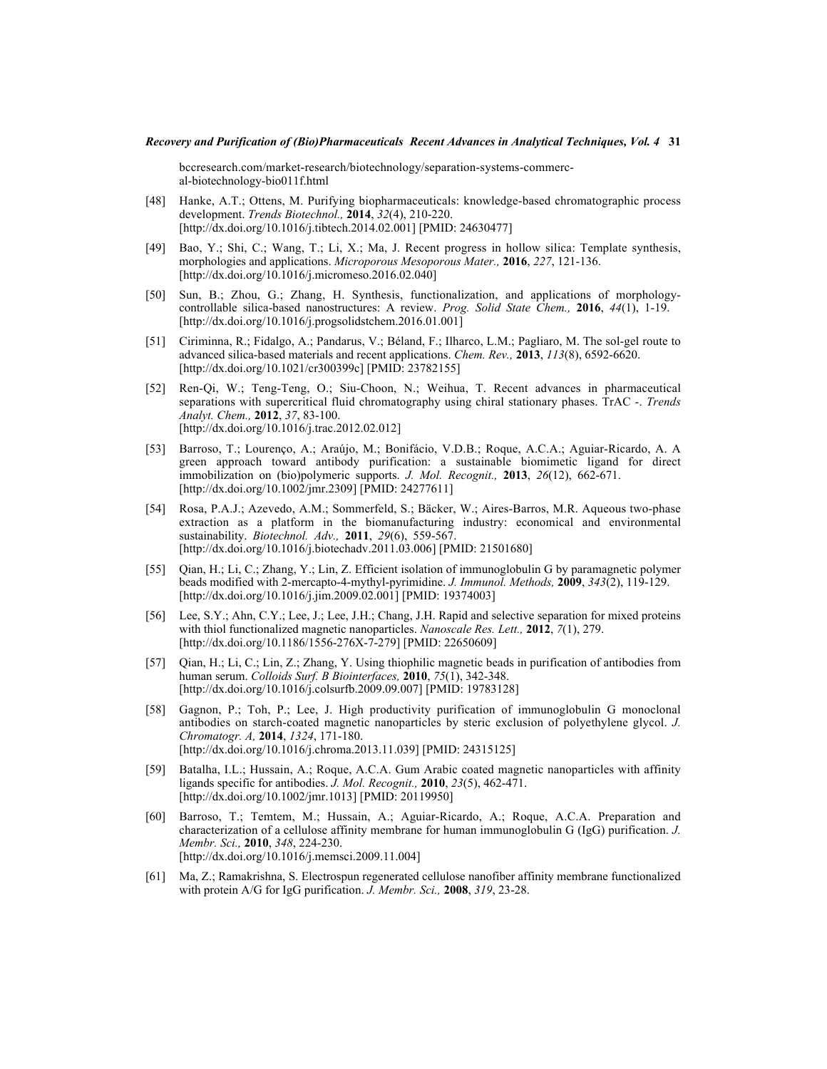bccresearch.com/market-research/biotechnology/separation-systems-commercial-biotechnology-bio011f.html

[48] Hanke, A.T.; Ottens, M. Purifying biopharmaceuticals: knowledge-based chromatographic process development. *Trends Biotechnol.,* **2014**, *32*(4), 210-220. [http://dx.doi.org/10.1016/j.tibtech.2014.02.001] [PMID: 24630477]

[49] Bao, Y.; Shi, C.; Wang, T.; Li, X.; Ma, J. Recent progress in hollow silica: Template synthesis, morphologies and applications. *Microporous Mesoporous Mater.,* **2016**, *227*, 121-136. [http://dx.doi.org/10.1016/j.micromeso.2016.02.040]

[50] Sun, B.; Zhou, G.; Zhang, H. Synthesis, functionalization, and applications of morphology-controllable silica-based nanostructures: A review. *Prog. Solid State Chem.,* **2016**, *44*(1), 1-19. [http://dx.doi.org/10.1016/j.progsolidstchem.2016.01.001]

[51] Ciriminna, R.; Fidalgo, A.; Pandarus, V.; Béland, F.; Ilharco, L.M.; Pagliaro, M. The sol-gel route to advanced silica-based materials and recent applications. *Chem. Rev.,* **2013**, *113*(8), 6592-6620. [http://dx.doi.org/10.1021/cr300399c] [PMID: 23782155]

[52] Ren-Qi, W.; Teng-Teng, O.; Siu-Choon, N.; Weihua, T. Recent advances in pharmaceutical separations with supercritical fluid chromatography using chiral stationary phases. TrAC -. *Trends Analyt. Chem.,* **2012**, *37*, 83-100. [http://dx.doi.org/10.1016/j.trac.2012.02.012]

[53] Barroso, T.; Lourenço, A.; Araújo, M.; Bonifácio, V.D.B.; Roque, A.C.A.; Aguiar-Ricardo, A. A green approach toward antibody purification: a sustainable biomimetic ligand for direct immobilization on (bio)polymeric supports. *J. Mol. Recognit.,* **2013**, *26*(12), 662-671. [http://dx.doi.org/10.1002/jmr.2309] [PMID: 24277611]

[54] Rosa, P.A.J.; Azevedo, A.M.; Sommerfeld, S.; Bäcker, W.; Aires-Barros, M.R. Aqueous two-phase extraction as a platform in the biomanufacturing industry: economical and environmental sustainability. *Biotechnol. Adv.,* **2011**, *29*(6), 559-567. [http://dx.doi.org/10.1016/j.biotechadv.2011.03.006] [PMID: 21501680]

[55] Qian, H.; Li, C.; Zhang, Y.; Lin, Z. Efficient isolation of immunoglobulin G by paramagnetic polymer beads modified with 2-mercapto-4-mythyl-pyrimidine. *J. Immunol. Methods,* **2009**, *343*(2), 119-129. [http://dx.doi.org/10.1016/j.jim.2009.02.001] [PMID: 19374003]

[56] Lee, S.Y.; Ahn, C.Y.; Lee, J.; Lee, J.H.; Chang, J.H. Rapid and selective separation for mixed proteins with thiol functionalized magnetic nanoparticles. *Nanoscale Res. Lett.,* **2012**, *7*(1), 279. [http://dx.doi.org/10.1186/1556-276X-7-279] [PMID: 22650609]

[57] Qian, H.; Li, C.; Lin, Z.; Zhang, Y. Using thiophilic magnetic beads in purification of antibodies from human serum. *Colloids Surf. B Biointerfaces,* **2010**, *75*(1), 342-348. [http://dx.doi.org/10.1016/j.colsurfb.2009.09.007] [PMID: 19783128]

[58] Gagnon, P.; Toh, P.; Lee, J. High productivity purification of immunoglobulin G monoclonal antibodies on starch-coated magnetic nanoparticles by steric exclusion of polyethylene glycol. *J. Chromatogr. A,* **2014**, *1324*, 171-180. [http://dx.doi.org/10.1016/j.chroma.2013.11.039] [PMID: 24315125]

[59] Batalha, I.L.; Hussain, A.; Roque, A.C.A. Gum Arabic coated magnetic nanoparticles with affinity ligands specific for antibodies. *J. Mol. Recognit.,* **2010**, *23*(5), 462-471. [http://dx.doi.org/10.1002/jmr.1013] [PMID: 20119950]

[60] Barroso, T.; Temtem, M.; Hussain, A.; Aguiar-Ricardo, A.; Roque, A.C.A. Preparation and characterization of a cellulose affinity membrane for human immunoglobulin G (IgG) purification. *J. Membr. Sci.,* **2010**, *348*, 224-230. [http://dx.doi.org/10.1016/j.memsci.2009.11.004]

[61] Ma, Z.; Ramakrishna, S. Electrospun regenerated cellulose nanofiber affinity membrane functionalized with protein A/G for IgG purification. *J. Membr. Sci.,* **2008**, *319*, 23-28.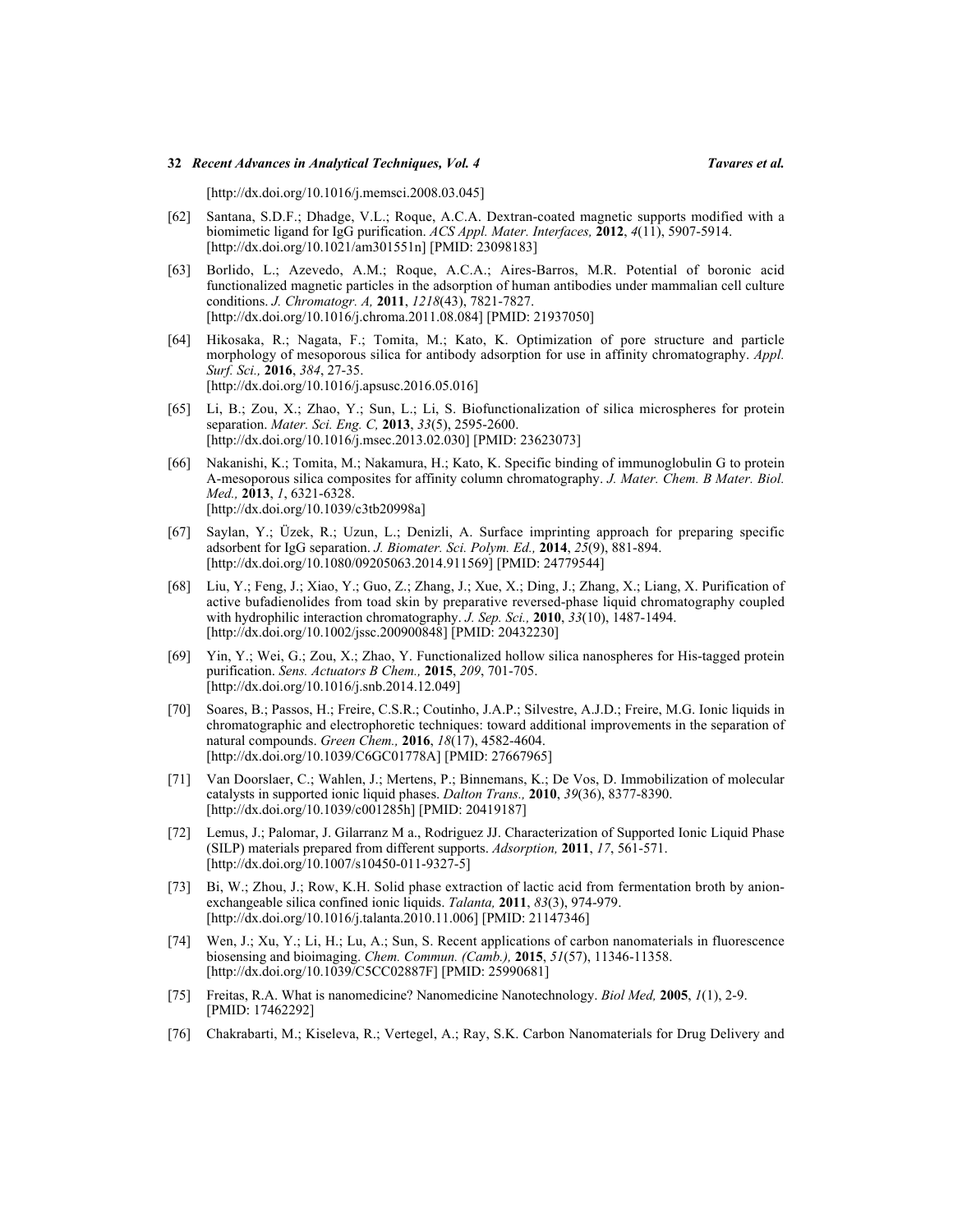[http://dx.doi.org/10.1016/j.memsci.2008.03.045]

[62] Santana, S.D.F.; Dhadge, V.L.; Roque, A.C.A. Dextran-coated magnetic supports modified with a biomimetic ligand for IgG purification. *ACS Appl. Mater. Interfaces,* **2012**, *4*(11), 5907-5914. [http://dx.doi.org/10.1021/am301551n] [PMID: 23098183]

[63] Borlido, L.; Azevedo, A.M.; Roque, A.C.A.; Aires-Barros, M.R. Potential of boronic acid functionalized magnetic particles in the adsorption of human antibodies under mammalian cell culture conditions. *J. Chromatogr. A,* **2011**, *1218*(43), 7821-7827. [http://dx.doi.org/10.1016/j.chroma.2011.08.084] [PMID: 21937050]

[64] Hikosaka, R.; Nagata, F.; Tomita, M.; Kato, K. Optimization of pore structure and particle morphology of mesoporous silica for antibody adsorption for use in affinity chromatography. *Appl. Surf. Sci.,* **2016**, *384*, 27-35. [http://dx.doi.org/10.1016/j.apsusc.2016.05.016]

[65] Li, B.; Zou, X.; Zhao, Y.; Sun, L.; Li, S. Biofunctionalization of silica microspheres for protein separation. *Mater. Sci. Eng. C,* **2013**, *33*(5), 2595-2600. [http://dx.doi.org/10.1016/j.msec.2013.02.030] [PMID: 23623073]

[66] Nakanishi, K.; Tomita, M.; Nakamura, H.; Kato, K. Specific binding of immunoglobulin G to protein A-mesoporous silica composites for affinity column chromatography. *J. Mater. Chem. B Mater. Biol. Med.,* **2013**, *1*, 6321-6328. [http://dx.doi.org/10.1039/c3tb20998a]

[67] Saylan, Y.; Üzek, R.; Uzun, L.; Denizli, A. Surface imprinting approach for preparing specific adsorbent for IgG separation. *J. Biomater. Sci. Polym. Ed.,* **2014**, *25*(9), 881-894. [http://dx.doi.org/10.1080/09205063.2014.911569] [PMID: 24779544]

[68] Liu, Y.; Feng, J.; Xiao, Y.; Guo, Z.; Zhang, J.; Xue, X.; Ding, J.; Zhang, X.; Liang, X. Purification of active bufadienolides from toad skin by preparative reversed-phase liquid chromatography coupled with hydrophilic interaction chromatography. *J. Sep. Sci.,* **2010**, *33*(10), 1487-1494. [http://dx.doi.org/10.1002/jssc.200900848] [PMID: 20432230]

[69] Yin, Y.; Wei, G.; Zou, X.; Zhao, Y. Functionalized hollow silica nanospheres for His-tagged protein purification. *Sens. Actuators B Chem.,* **2015**, *209*, 701-705. [http://dx.doi.org/10.1016/j.snb.2014.12.049]

[70] Soares, B.; Passos, H.; Freire, C.S.R.; Coutinho, J.A.P.; Silvestre, A.J.D.; Freire, M.G. Ionic liquids in chromatographic and electrophoretic techniques: toward additional improvements in the separation of natural compounds. *Green Chem.,* **2016**, *18*(17), 4582-4604. [http://dx.doi.org/10.1039/C6GC01778A] [PMID: 27667965]

[71] Van Doorslaer, C.; Wahlen, J.; Mertens, P.; Binnemans, K.; De Vos, D. Immobilization of molecular catalysts in supported ionic liquid phases. *Dalton Trans.,* **2010**, *39*(36), 8377-8390. [http://dx.doi.org/10.1039/c001285h] [PMID: 20419187]

[72] Lemus, J.; Palomar, J. Gilarranz M a., Rodriguez JJ. Characterization of Supported Ionic Liquid Phase (SILP) materials prepared from different supports. *Adsorption,* **2011**, *17*, 561-571. [http://dx.doi.org/10.1007/s10450-011-9327-5]

[73] Bi, W.; Zhou, J.; Row, K.H. Solid phase extraction of lactic acid from fermentation broth by anion-exchangeable silica confined ionic liquids. *Talanta,* **2011**, *83*(3), 974-979. [http://dx.doi.org/10.1016/j.talanta.2010.11.006] [PMID: 21147346]

[74] Wen, J.; Xu, Y.; Li, H.; Lu, A.; Sun, S. Recent applications of carbon nanomaterials in fluorescence biosensing and bioimaging. *Chem. Commun. (Camb.),* **2015**, *51*(57), 11346-11358. [http://dx.doi.org/10.1039/C5CC02887F] [PMID: 25990681]

[75] Freitas, R.A. What is nanomedicine? Nanomedicine Nanotechnology. *Biol Med,* **2005**, *1*(1), 2-9. [PMID: 17462292]

[76] Chakrabarti, M.; Kiseleva, R.; Vertegel, A.; Ray, S.K. Carbon Nanomaterials for Drug Delivery and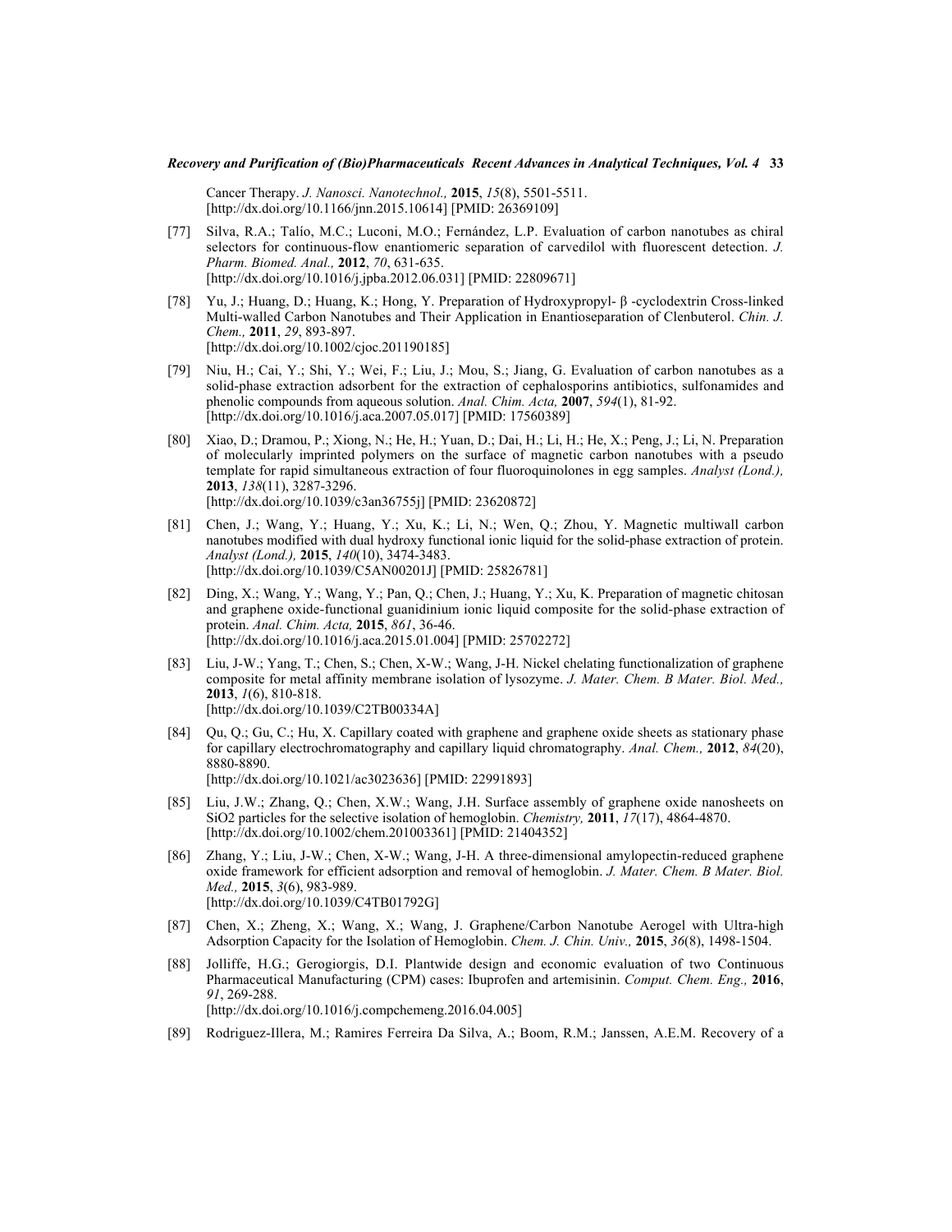Cancer Therapy. *J. Nanosci. Nanotechnol.,* **2015**, *15*(8), 5501-5511. [http://dx.doi.org/10.1166/jnn.2015.10614] [PMID: 26369109]

[77] Silva, R.A.; Talío, M.C.; Luconi, M.O.; Fernández, L.P. Evaluation of carbon nanotubes as chiral selectors for continuous-flow enantiomeric separation of carvedilol with fluorescent detection. *J. Pharm. Biomed. Anal.,* **2012**, *70*, 631-635. [http://dx.doi.org/10.1016/j.jpba.2012.06.031] [PMID: 22809671]

[78] Yu, J.; Huang, D.; Huang, K.; Hong, Y. Preparation of Hydroxypropyl- β -cyclodextrin Cross-linked Multi-walled Carbon Nanotubes and Their Application in Enantioseparation of Clenbuterol. *Chin. J. Chem.,* **2011**, *29*, 893-897. [http://dx.doi.org/10.1002/cjoc.201190185]

[79] Niu, H.; Cai, Y.; Shi, Y.; Wei, F.; Liu, J.; Mou, S.; Jiang, G. Evaluation of carbon nanotubes as a solid-phase extraction adsorbent for the extraction of cephalosporins antibiotics, sulfonamides and phenolic compounds from aqueous solution. *Anal. Chim. Acta,* **2007**, *594*(1), 81-92. [http://dx.doi.org/10.1016/j.aca.2007.05.017] [PMID: 17560389]

[80] Xiao, D.; Dramou, P.; Xiong, N.; He, H.; Yuan, D.; Dai, H.; Li, H.; He, X.; Peng, J.; Li, N. Preparation of molecularly imprinted polymers on the surface of magnetic carbon nanotubes with a pseudo template for rapid simultaneous extraction of four fluoroquinolones in egg samples. *Analyst (Lond.),* **2013**, *138*(11), 3287-3296. [http://dx.doi.org/10.1039/c3an36755j] [PMID: 23620872]

[81] Chen, J.; Wang, Y.; Huang, Y.; Xu, K.; Li, N.; Wen, Q.; Zhou, Y. Magnetic multiwall carbon nanotubes modified with dual hydroxy functional ionic liquid for the solid-phase extraction of protein. *Analyst (Lond.),* **2015**, *140*(10), 3474-3483. [http://dx.doi.org/10.1039/C5AN00201J] [PMID: 25826781]

[82] Ding, X.; Wang, Y.; Wang, Y.; Pan, Q.; Chen, J.; Huang, Y.; Xu, K. Preparation of magnetic chitosan and graphene oxide-functional guanidinium ionic liquid composite for the solid-phase extraction of protein. *Anal. Chim. Acta,* **2015**, *861*, 36-46. [http://dx.doi.org/10.1016/j.aca.2015.01.004] [PMID: 25702272]

[83] Liu, J-W.; Yang, T.; Chen, S.; Chen, X-W.; Wang, J-H. Nickel chelating functionalization of graphene composite for metal affinity membrane isolation of lysozyme. *J. Mater. Chem. B Mater. Biol. Med.,* **2013**, *1*(6), 810-818. [http://dx.doi.org/10.1039/C2TB00334A]

[84] Qu, Q.; Gu, C.; Hu, X. Capillary coated with graphene and graphene oxide sheets as stationary phase for capillary electrochromatography and capillary liquid chromatography. *Anal. Chem.,* **2012**, *84*(20), 8880-8890. [http://dx.doi.org/10.1021/ac3023636] [PMID: 22991893]

[85] Liu, J.W.; Zhang, Q.; Chen, X.W.; Wang, J.H. Surface assembly of graphene oxide nanosheets on SiO2 particles for the selective isolation of hemoglobin. *Chemistry,* **2011**, *17*(17), 4864-4870. [http://dx.doi.org/10.1002/chem.201003361] [PMID: 21404352]

[86] Zhang, Y.; Liu, J-W.; Chen, X-W.; Wang, J-H. A three-dimensional amylopectin-reduced graphene oxide framework for efficient adsorption and removal of hemoglobin. *J. Mater. Chem. B Mater. Biol. Med.,* **2015**, *3*(6), 983-989. [http://dx.doi.org/10.1039/C4TB01792G]

[87] Chen, X.; Zheng, X.; Wang, X.; Wang, J. Graphene/Carbon Nanotube Aerogel with Ultra-high Adsorption Capacity for the Isolation of Hemoglobin. *Chem. J. Chin. Univ.,* **2015**, *36*(8), 1498-1504.

[88] Jolliffe, H.G.; Gerogiorgis, D.I. Plantwide design and economic evaluation of two Continuous Pharmaceutical Manufacturing (CPM) cases: Ibuprofen and artemisinin. *Comput. Chem. Eng.,* **2016**, *91*, 269-288. [http://dx.doi.org/10.1016/j.compchemeng.2016.04.005]

[89] Rodriguez-Illera, M.; Ramires Ferreira Da Silva, A.; Boom, R.M.; Janssen, A.E.M. Recovery of a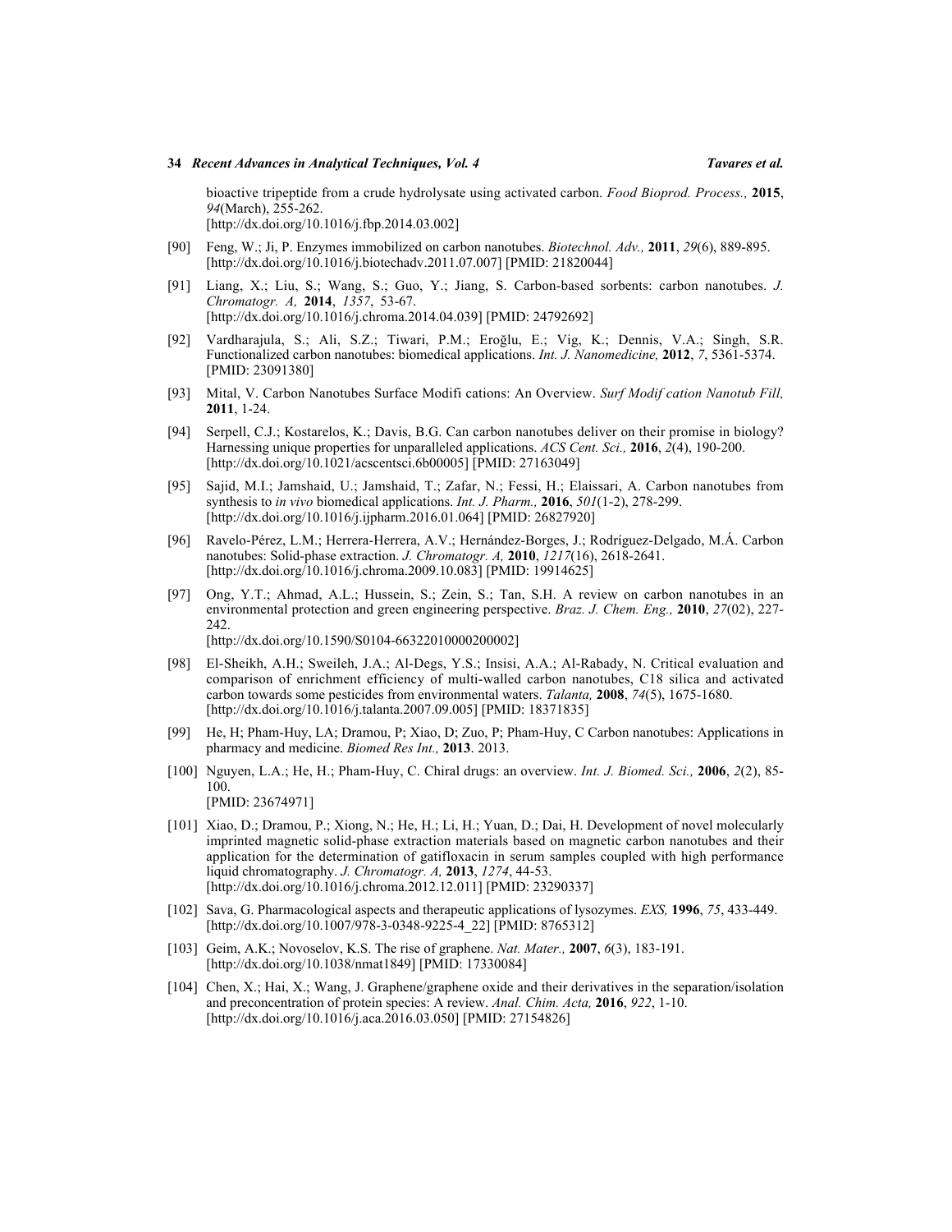bioactive tripeptide from a crude hydrolysate using activated carbon. *Food Bioprod. Process.,* **2015**, *94*(March), 255-262.
[http://dx.doi.org/10.1016/j.fbp.2014.03.002]

[90] Feng, W.; Ji, P. Enzymes immobilized on carbon nanotubes. *Biotechnol. Adv.,* **2011**, *29*(6), 889-895. [http://dx.doi.org/10.1016/j.biotechadv.2011.07.007] [PMID: 21820044]

[91] Liang, X.; Liu, S.; Wang, S.; Guo, Y.; Jiang, S. Carbon-based sorbents: carbon nanotubes. *J. Chromatogr. A,* **2014**, *1357*, 53-67.
[http://dx.doi.org/10.1016/j.chroma.2014.04.039] [PMID: 24792692]

[92] Vardharajula, S.; Ali, S.Z.; Tiwari, P.M.; Eroğlu, E.; Vig, K.; Dennis, V.A.; Singh, S.R. Functionalized carbon nanotubes: biomedical applications. *Int. J. Nanomedicine,* **2012**, *7*, 5361-5374. [PMID: 23091380]

[93] Mital, V. Carbon Nanotubes Surface Modifi cations: An Overview. *Surf Modif cation Nanotub Fill,* **2011**, 1-24.

[94] Serpell, C.J.; Kostarelos, K.; Davis, B.G. Can carbon nanotubes deliver on their promise in biology? Harnessing unique properties for unparalleled applications. *ACS Cent. Sci.,* **2016**, *2*(4), 190-200. [http://dx.doi.org/10.1021/acscentsci.6b00005] [PMID: 27163049]

[95] Sajid, M.I.; Jamshaid, U.; Jamshaid, T.; Zafar, N.; Fessi, H.; Elaissari, A. Carbon nanotubes from synthesis to *in vivo* biomedical applications. *Int. J. Pharm.,* **2016**, *501*(1-2), 278-299. [http://dx.doi.org/10.1016/j.ijpharm.2016.01.064] [PMID: 26827920]

[96] Ravelo-Pérez, L.M.; Herrera-Herrera, A.V.; Hernández-Borges, J.; Rodríguez-Delgado, M.Á. Carbon nanotubes: Solid-phase extraction. *J. Chromatogr. A,* **2010**, *1217*(16), 2618-2641. [http://dx.doi.org/10.1016/j.chroma.2009.10.083] [PMID: 19914625]

[97] Ong, Y.T.; Ahmad, A.L.; Hussein, S.; Zein, S.; Tan, S.H. A review on carbon nanotubes in an environmental protection and green engineering perspective. *Braz. J. Chem. Eng.,* **2010**, *27*(02), 227-242.
[http://dx.doi.org/10.1590/S0104-66322010000200002]

[98] El-Sheikh, A.H.; Sweileh, J.A.; Al-Degs, Y.S.; Insisi, A.A.; Al-Rabady, N. Critical evaluation and comparison of enrichment efficiency of multi-walled carbon nanotubes, C18 silica and activated carbon towards some pesticides from environmental waters. *Talanta,* **2008**, *74*(5), 1675-1680. [http://dx.doi.org/10.1016/j.talanta.2007.09.005] [PMID: 18371835]

[99] He, H; Pham-Huy, LA; Dramou, P; Xiao, D; Zuo, P; Pham-Huy, C Carbon nanotubes: Applications in pharmacy and medicine. *Biomed Res Int.,* **2013**. 2013.

[100] Nguyen, L.A.; He, H.; Pham-Huy, C. Chiral drugs: an overview. *Int. J. Biomed. Sci.,* **2006**, *2*(2), 85-100.
[PMID: 23674971]

[101] Xiao, D.; Dramou, P.; Xiong, N.; He, H.; Li, H.; Yuan, D.; Dai, H. Development of novel molecularly imprinted magnetic solid-phase extraction materials based on magnetic carbon nanotubes and their application for the determination of gatifloxacin in serum samples coupled with high performance liquid chromatography. *J. Chromatogr. A,* **2013**, *1274*, 44-53.
[http://dx.doi.org/10.1016/j.chroma.2012.12.011] [PMID: 23290337]

[102] Sava, G. Pharmacological aspects and therapeutic applications of lysozymes. *EXS,* **1996**, *75*, 433-449. [http://dx.doi.org/10.1007/978-3-0348-9225-4_22] [PMID: 8765312]

[103] Geim, A.K.; Novoselov, K.S. The rise of graphene. *Nat. Mater.,* **2007**, *6*(3), 183-191. [http://dx.doi.org/10.1038/nmat1849] [PMID: 17330084]

[104] Chen, X.; Hai, X.; Wang, J. Graphene/graphene oxide and their derivatives in the separation/isolation and preconcentration of protein species: A review. *Anal. Chim. Acta,* **2016**, *922*, 1-10. [http://dx.doi.org/10.1016/j.aca.2016.03.050] [PMID: 27154826]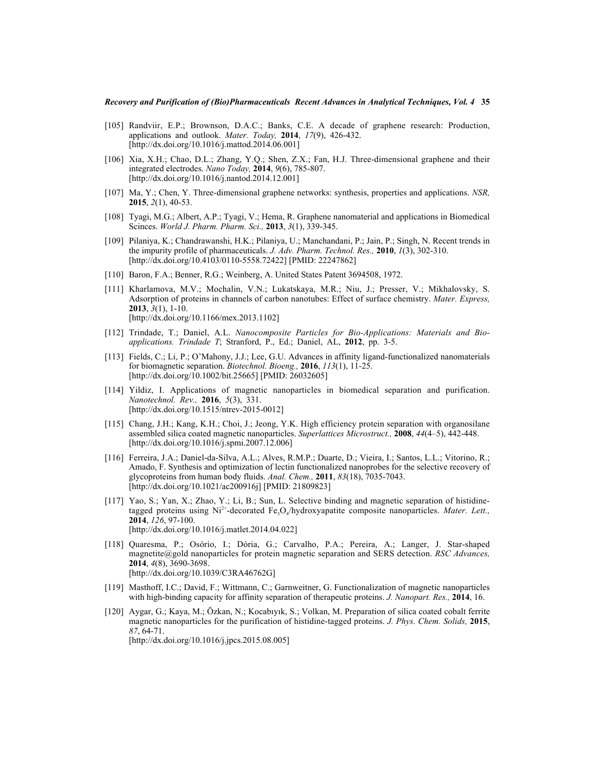[105] Randviir, E.P.; Brownson, D.A.C.; Banks, C.E. A decade of graphene research: Production, applications and outlook. *Mater. Today,* **2014**, *17*(9), 426-432. [http://dx.doi.org/10.1016/j.mattod.2014.06.001]

[106] Xia, X.H.; Chao, D.L.; Zhang, Y.Q.; Shen, Z.X.; Fan, H.J. Three-dimensional graphene and their integrated electrodes. *Nano Today,* **2014**, *9*(6), 785-807. [http://dx.doi.org/10.1016/j.nantod.2014.12.001]

[107] Ma, Y.; Chen, Y. Three-dimensional graphene networks: synthesis, properties and applications. *NSR,* **2015**, *2*(1), 40-53.

[108] Tyagi, M.G.; Albert, A.P.; Tyagi, V.; Hema, R. Graphene nanomaterial and applications in Biomedical Scinces. *World J. Pharm. Pharm. Sci.,* **2013**, *3*(1), 339-345.

[109] Pilaniya, K.; Chandrawanshi, H.K.; Pilaniya, U.; Manchandani, P.; Jain, P.; Singh, N. Recent trends in the impurity profile of pharmaceuticals. *J. Adv. Pharm. Technol. Res.,* **2010**, *1*(3), 302-310. [http://dx.doi.org/10.4103/0110-5558.72422] [PMID: 22247862]

[110] Baron, F.A.; Benner, R.G.; Weinberg, A. United States Patent 3694508, 1972.

[111] Kharlamova, M.V.; Mochalin, V.N.; Lukatskaya, M.R.; Niu, J.; Presser, V.; Mikhalovsky, S. Adsorption of proteins in channels of carbon nanotubes: Effect of surface chemistry. *Mater. Express,* **2013**, *3*(1), 1-10. [http://dx.doi.org/10.1166/mex.2013.1102]

[112] Trindade, T.; Daniel, A.L. *Nanocomposite Particles for Bio-Applications: Materials and Bio-applications. Trindade T*; Stranford, P., Ed.; Daniel, AL, **2012**, pp. 3-5.

[113] Fields, C.; Li, P.; O'Mahony, J.J.; Lee, G.U. Advances in affinity ligand-functionalized nanomaterials for biomagnetic separation. *Biotechnol. Bioeng.,* **2016**, *113*(1), 11-25. [http://dx.doi.org/10.1002/bit.25665] [PMID: 26032605]

[114] Yildiz, I. Applications of magnetic nanoparticles in biomedical separation and purification. *Nanotechnol. Rev.,* **2016**, *5*(3), 331. [http://dx.doi.org/10.1515/ntrev-2015-0012]

[115] Chang, J.H.; Kang, K.H.; Choi, J.; Jeong, Y.K. High efficiency protein separation with organosilane assembled silica coated magnetic nanoparticles. *Superlattices Microstruct.,* **2008**, *44*(4–5), 442-448. [http://dx.doi.org/10.1016/j.spmi.2007.12.006]

[116] Ferreira, J.A.; Daniel-da-Silva, A.L.; Alves, R.M.P.; Duarte, D.; Vieira, I.; Santos, L.L.; Vitorino, R.; Amado, F. Synthesis and optimization of lectin functionalized nanoprobes for the selective recovery of glycoproteins from human body fluids. *Anal. Chem.,* **2011**, *83*(18), 7035-7043. [http://dx.doi.org/10.1021/ac200916j] [PMID: 21809823]

[117] Yao, S.; Yan, X.; Zhao, Y.; Li, B.; Sun, L. Selective binding and magnetic separation of histidine-tagged proteins using $Ni^{2+}$-decorated $Fe_3O_4$/hydroxyapatite composite nanoparticles. *Mater. Lett.,* **2014**, *126*, 97-100. [http://dx.doi.org/10.1016/j.matlet.2014.04.022]

[118] Quaresma, P.; Osório, I.; Dória, G.; Carvalho, P.A.; Pereira, A.; Langer, J. Star-shaped magnetite@gold nanoparticles for protein magnetic separation and SERS detection. *RSC Advances,* **2014**, *4*(8), 3690-3698. [http://dx.doi.org/10.1039/C3RA46762G]

[119] Masthoff, I.C.; David, F.; Wittmann, C.; Garnweitner, G. Functionalization of magnetic nanoparticles with high-binding capacity for affinity separation of therapeutic proteins. *J. Nanopart. Res.,* **2014**, 16.

[120] Aygar, G.; Kaya, M.; Özkan, N.; Kocabıyık, S.; Volkan, M. Preparation of silica coated cobalt ferrite magnetic nanoparticles for the purification of histidine-tagged proteins. *J. Phys. Chem. Solids,* **2015**, *87*, 64-71. [http://dx.doi.org/10.1016/j.jpcs.2015.08.005]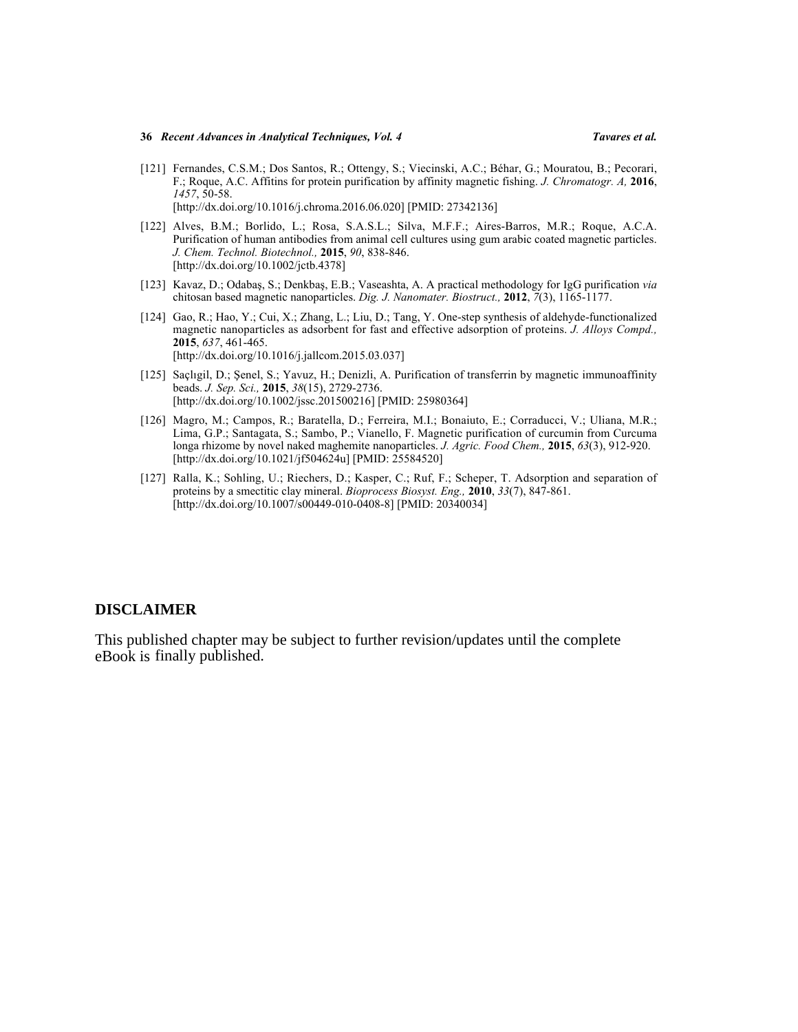[121] Fernandes, C.S.M.; Dos Santos, R.; Ottengy, S.; Viecinski, A.C.; Béhar, G.; Mouratou, B.; Pecorari, F.; Roque, A.C. Affitins for protein purification by affinity magnetic fishing. *J. Chromatogr. A,* **2016**, *1457*, 50-58. [http://dx.doi.org/10.1016/j.chroma.2016.06.020] [PMID: 27342136]

[122] Alves, B.M.; Borlido, L.; Rosa, S.A.S.L.; Silva, M.F.F.; Aires-Barros, M.R.; Roque, A.C.A. Purification of human antibodies from animal cell cultures using gum arabic coated magnetic particles. *J. Chem. Technol. Biotechnol.,* **2015**, *90*, 838-846. [http://dx.doi.org/10.1002/jctb.4378]

[123] Kavaz, D.; Odabaş, S.; Denkbaş, E.B.; Vaseashta, A. A practical methodology for IgG purification *via* chitosan based magnetic nanoparticles. *Dig. J. Nanomater. Biostruct.,* **2012**, *7*(3), 1165-1177.

[124] Gao, R.; Hao, Y.; Cui, X.; Zhang, L.; Liu, D.; Tang, Y. One-step synthesis of aldehyde-functionalized magnetic nanoparticles as adsorbent for fast and effective adsorption of proteins. *J. Alloys Compd.,* **2015**, *637*, 461-465. [http://dx.doi.org/10.1016/j.jallcom.2015.03.037]

[125] Saçlıgil, D.; Şenel, S.; Yavuz, H.; Denizli, A. Purification of transferrin by magnetic immunoaffinity beads. *J. Sep. Sci.,* **2015**, *38*(15), 2729-2736. [http://dx.doi.org/10.1002/jssc.201500216] [PMID: 25980364]

[126] Magro, M.; Campos, R.; Baratella, D.; Ferreira, M.I.; Bonaiuto, E.; Corraducci, V.; Uliana, M.R.; Lima, G.P.; Santagata, S.; Sambo, P.; Vianello, F. Magnetic purification of curcumin from Curcuma longa rhizome by novel naked maghemite nanoparticles. *J. Agric. Food Chem.,* **2015**, *63*(3), 912-920. [http://dx.doi.org/10.1021/jf504624u] [PMID: 25584520]

[127] Ralla, K.; Sohling, U.; Riechers, D.; Kasper, C.; Ruf, F.; Scheper, T. Adsorption and separation of proteins by a smectitic clay mineral. *Bioprocess Biosyst. Eng.,* **2010**, *33*(7), 847-861. [http://dx.doi.org/10.1007/s00449-010-0408-8] [PMID: 20340034]

## DISCLAIMER

This published chapter may be subject to further revision/updates until the complete eBook is finally published.